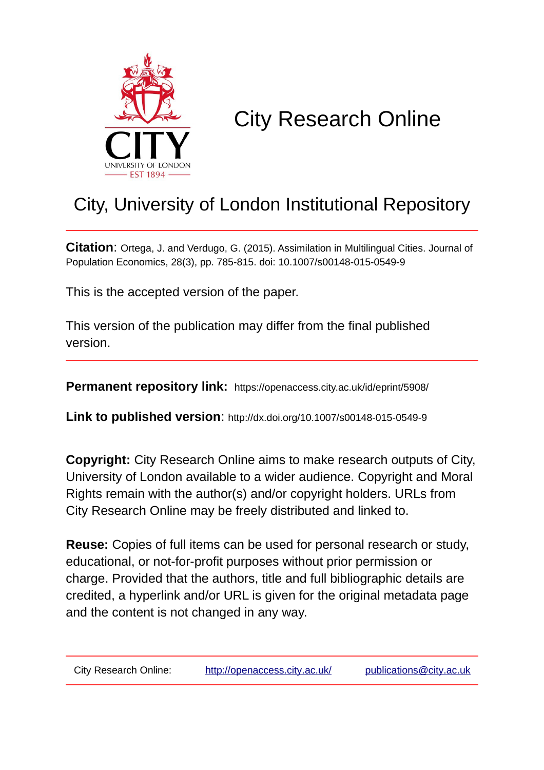# City Research Online

## City, University of London Institutional Repository

**Citation**: Ortega, J. and Verdugo, G. (2015). Assimilation in Multilingual Cities. Journal of Population Economics, 28(3), pp. 785-815. doi: 10.1007/s00148-015-0549-9

This is the accepted version of the paper.

This version of the publication may differ from the final published version.

**Permanent repository link:** https://openaccess.city.ac.uk/id/eprint/5908/

**Link to published version**: http://dx.doi.org/10.1007/s00148-015-0549-9

**Copyright:** City Research Online aims to make research outputs of City, University of London available to a wider audience. Copyright and Moral Rights remain with the author(s) and/or copyright holders. URLs from City Research Online may be freely distributed and linked to.

**Reuse:** Copies of full items can be used for personal research or study, educational, or not-for-profit purposes without prior permission or charge. Provided that the authors, title and full bibliographic details are credited, a hyperlink and/or URL is given for the original metadata page and the content is not changed in any way.

City Research Online: http://openaccess.city.ac.uk/ publications@city.ac.uk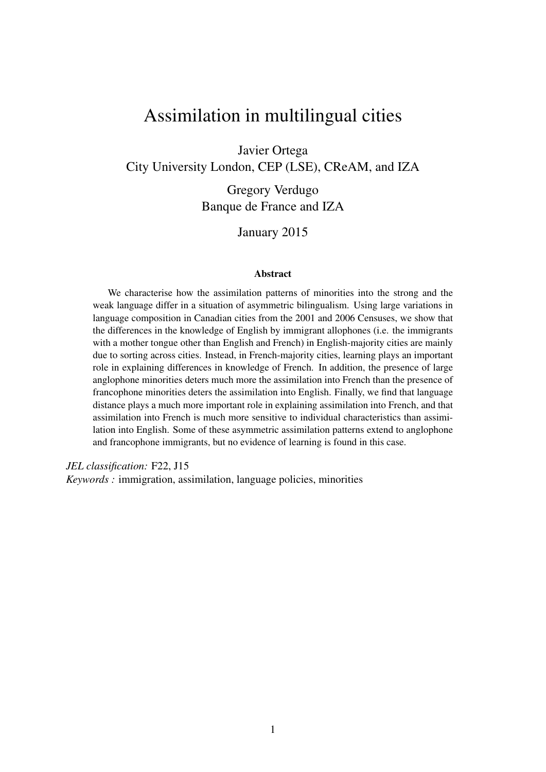# Assimilation in multilingual cities

Javier Ortega
City University London, CEP (LSE), CReAM, and IZA

Gregory Verdugo
Banque de France and IZA

January 2015

### Abstract

We characterise how the assimilation patterns of minorities into the strong and the weak language differ in a situation of asymmetric bilingualism. Using large variations in language composition in Canadian cities from the 2001 and 2006 Censuses, we show that the differences in the knowledge of English by immigrant allophones (i.e. the immigrants with a mother tongue other than English and French) in English-majority cities are mainly due to sorting across cities. Instead, in French-majority cities, learning plays an important role in explaining differences in knowledge of French. In addition, the presence of large anglophone minorities deters much more the assimilation into French than the presence of francophone minorities deters the assimilation into English. Finally, we find that language distance plays a much more important role in explaining assimilation into French, and that assimilation into French is much more sensitive to individual characteristics than assimilation into English. Some of these asymmetric assimilation patterns extend to anglophone and francophone immigrants, but no evidence of learning is found in this case.

*JEL classification:* F22, J15
*Keywords :* immigration, assimilation, language policies, minorities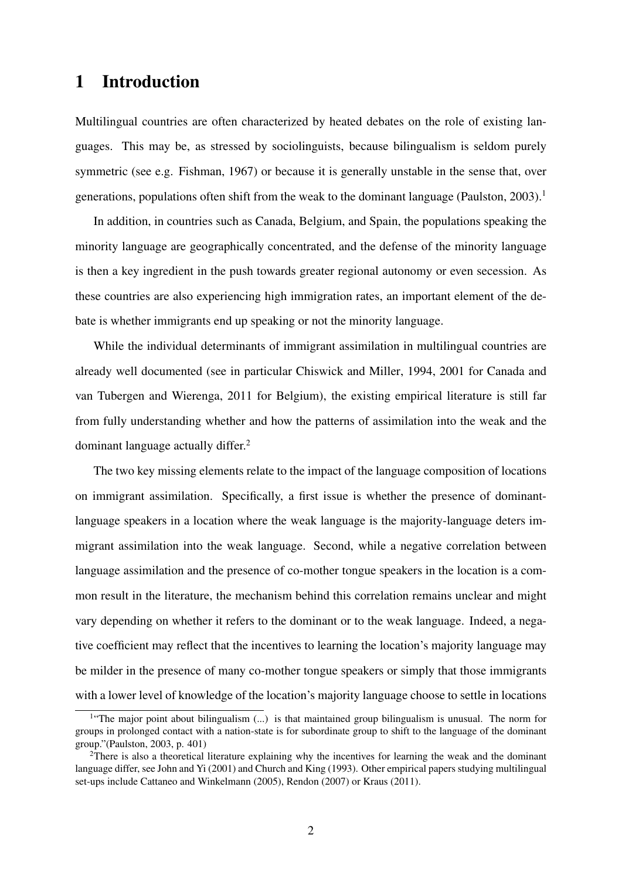# 1 Introduction

Multilingual countries are often characterized by heated debates on the role of existing languages. This may be, as stressed by sociolinguists, because bilingualism is seldom purely symmetric (see e.g. Fishman, 1967) or because it is generally unstable in the sense that, over generations, populations often shift from the weak to the dominant language (Paulston, 2003).[1]

In addition, in countries such as Canada, Belgium, and Spain, the populations speaking the minority language are geographically concentrated, and the defense of the minority language is then a key ingredient in the push towards greater regional autonomy or even secession. As these countries are also experiencing high immigration rates, an important element of the debate is whether immigrants end up speaking or not the minority language.

While the individual determinants of immigrant assimilation in multilingual countries are already well documented (see in particular Chiswick and Miller, 1994, 2001 for Canada and van Tubergen and Wierenga, 2011 for Belgium), the existing empirical literature is still far from fully understanding whether and how the patterns of assimilation into the weak and the dominant language actually differ.[2]

The two key missing elements relate to the impact of the language composition of locations on immigrant assimilation. Specifically, a first issue is whether the presence of dominant-language speakers in a location where the weak language is the majority-language deters immigrant assimilation into the weak language. Second, while a negative correlation between language assimilation and the presence of co-mother tongue speakers in the location is a common result in the literature, the mechanism behind this correlation remains unclear and might vary depending on whether it refers to the dominant or to the weak language. Indeed, a negative coefficient may reflect that the incentives to learning the location's majority language may be milder in the presence of many co-mother tongue speakers or simply that those immigrants with a lower level of knowledge of the location's majority language choose to settle in locations

[1] "The major point about bilingualism (...) is that maintained group bilingualism is unusual. The norm for groups in prolonged contact with a nation-state is for subordinate group to shift to the language of the dominant group."(Paulston, 2003, p. 401)

[2] There is also a theoretical literature explaining why the incentives for learning the weak and the dominant language differ, see John and Yi (2001) and Church and King (1993). Other empirical papers studying multilingual set-ups include Cattaneo and Winkelmann (2005), Rendon (2007) or Kraus (2011).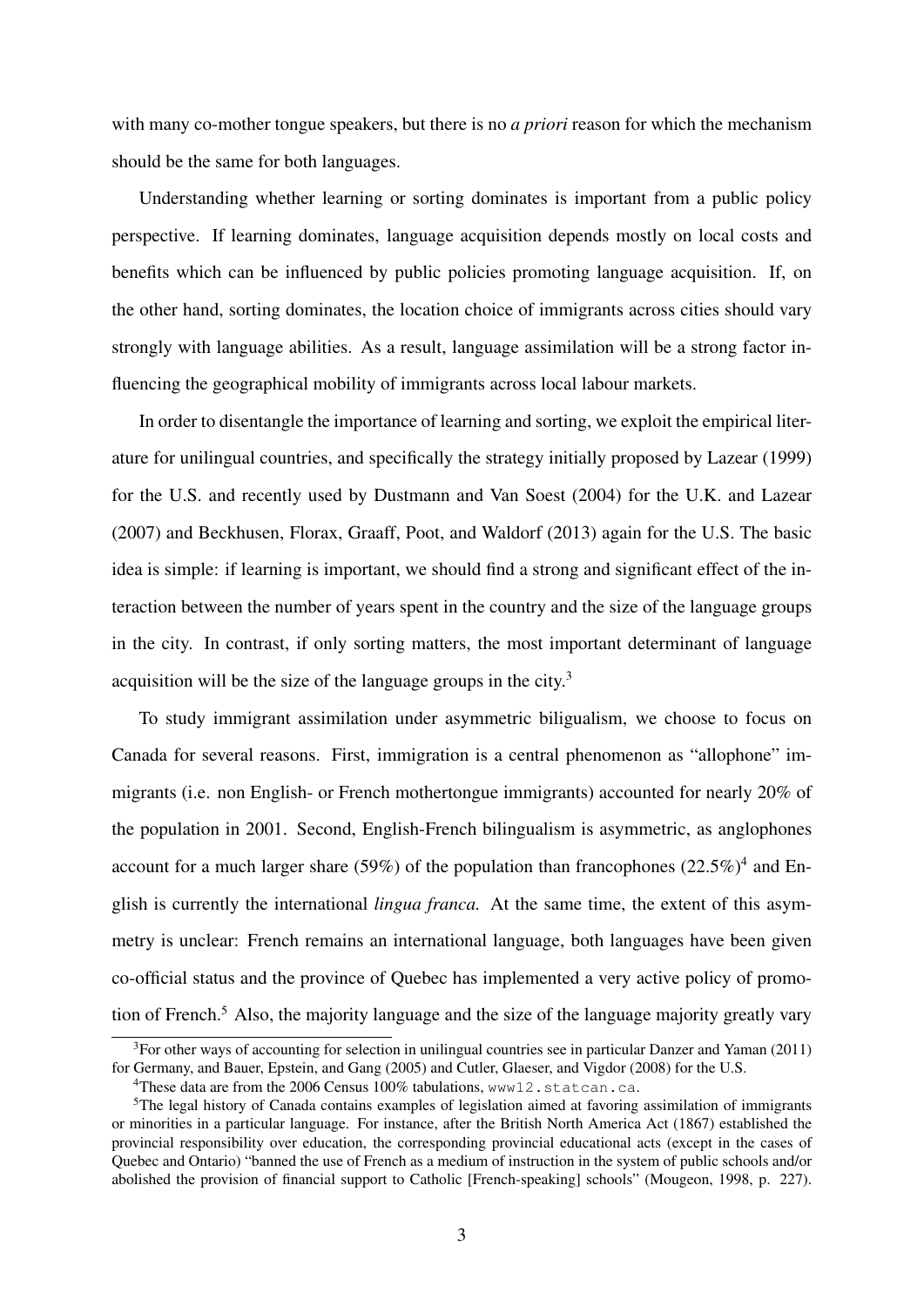with many co-mother tongue speakers, but there is no *a priori* reason for which the mechanism should be the same for both languages.

Understanding whether learning or sorting dominates is important from a public policy perspective. If learning dominates, language acquisition depends mostly on local costs and benefits which can be influenced by public policies promoting language acquisition. If, on the other hand, sorting dominates, the location choice of immigrants across cities should vary strongly with language abilities. As a result, language assimilation will be a strong factor influencing the geographical mobility of immigrants across local labour markets.

In order to disentangle the importance of learning and sorting, we exploit the empirical literature for unilingual countries, and specifically the strategy initially proposed by Lazear (1999) for the U.S. and recently used by Dustmann and Van Soest (2004) for the U.K. and Lazear (2007) and Beckhusen, Florax, Graaff, Poot, and Waldorf (2013) again for the U.S. The basic idea is simple: if learning is important, we should find a strong and significant effect of the interaction between the number of years spent in the country and the size of the language groups in the city. In contrast, if only sorting matters, the most important determinant of language acquisition will be the size of the language groups in the city.[3]

To study immigrant assimilation under asymmetric biligualism, we choose to focus on Canada for several reasons. First, immigration is a central phenomenon as "allophone" immigrants (i.e. non English- or French mothertongue immigrants) accounted for nearly 20% of the population in 2001. Second, English-French bilingualism is asymmetric, as anglophones account for a much larger share (59%) of the population than francophones (22.5%)[4] and English is currently the international *lingua franca.* At the same time, the extent of this asymmetry is unclear: French remains an international language, both languages have been given co-official status and the province of Quebec has implemented a very active policy of promotion of French.[5] Also, the majority language and the size of the language majority greatly vary

[3]For other ways of accounting for selection in unilingual countries see in particular Danzer and Yaman (2011) for Germany, and Bauer, Epstein, and Gang (2005) and Cutler, Glaeser, and Vigdor (2008) for the U.S.

[4]These data are from the 2006 Census 100% tabulations, www12.statcan.ca.

[5]The legal history of Canada contains examples of legislation aimed at favoring assimilation of immigrants or minorities in a particular language. For instance, after the British North America Act (1867) established the provincial responsibility over education, the corresponding provincial educational acts (except in the cases of Quebec and Ontario) "banned the use of French as a medium of instruction in the system of public schools and/or abolished the provision of financial support to Catholic [French-speaking] schools" (Mougeon, 1998, p. 227).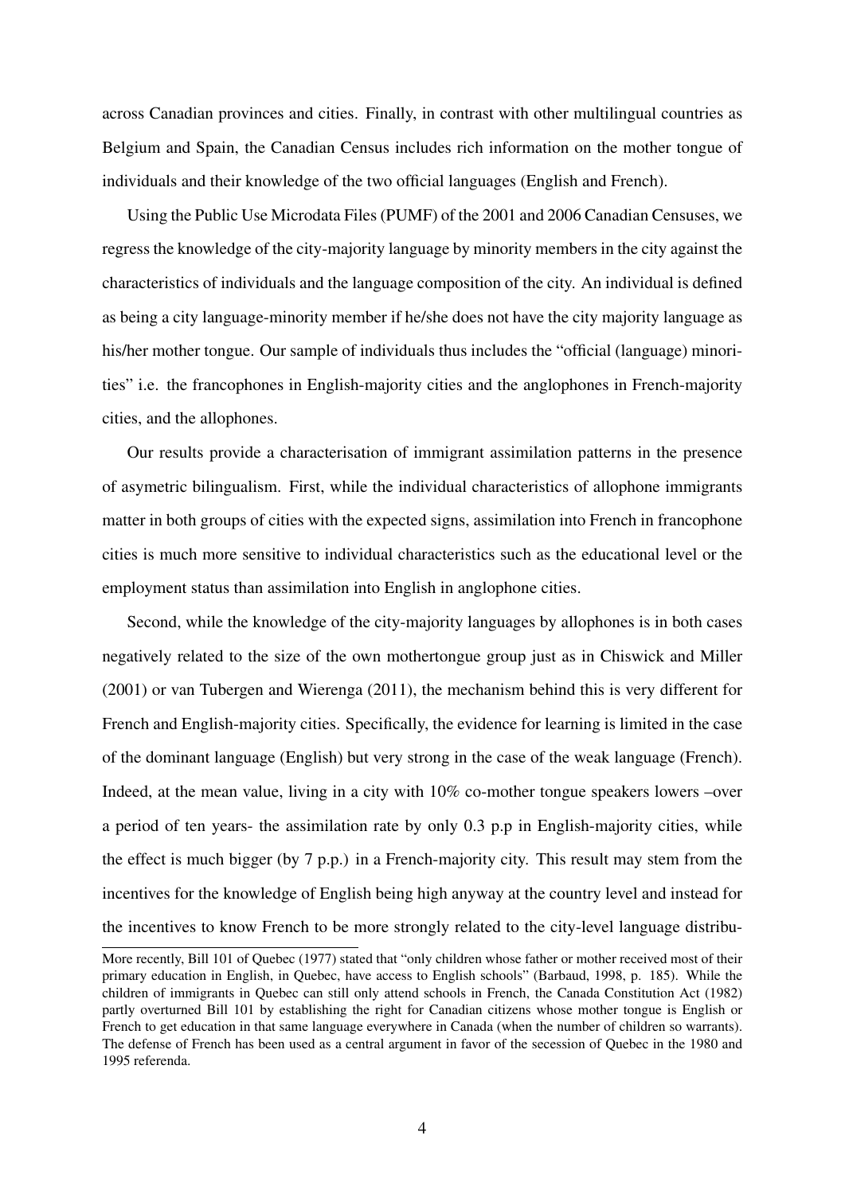across Canadian provinces and cities. Finally, in contrast with other multilingual countries as Belgium and Spain, the Canadian Census includes rich information on the mother tongue of individuals and their knowledge of the two official languages (English and French).

Using the Public Use Microdata Files (PUMF) of the 2001 and 2006 Canadian Censuses, we regress the knowledge of the city-majority language by minority members in the city against the characteristics of individuals and the language composition of the city. An individual is defined as being a city language-minority member if he/she does not have the city majority language as his/her mother tongue. Our sample of individuals thus includes the "official (language) minorities" i.e. the francophones in English-majority cities and the anglophones in French-majority cities, and the allophones.

Our results provide a characterisation of immigrant assimilation patterns in the presence of asymetric bilingualism. First, while the individual characteristics of allophone immigrants matter in both groups of cities with the expected signs, assimilation into French in francophone cities is much more sensitive to individual characteristics such as the educational level or the employment status than assimilation into English in anglophone cities.

Second, while the knowledge of the city-majority languages by allophones is in both cases negatively related to the size of the own mothertongue group just as in Chiswick and Miller (2001) or van Tubergen and Wierenga (2011), the mechanism behind this is very different for French and English-majority cities. Specifically, the evidence for learning is limited in the case of the dominant language (English) but very strong in the case of the weak language (French). Indeed, at the mean value, living in a city with 10% co-mother tongue speakers lowers –over a period of ten years- the assimilation rate by only 0.3 p.p in English-majority cities, while the effect is much bigger (by 7 p.p.) in a French-majority city. This result may stem from the incentives for the knowledge of English being high anyway at the country level and instead for the incentives to know French to be more strongly related to the city-level language distribu-

More recently, Bill 101 of Quebec (1977) stated that "only children whose father or mother received most of their primary education in English, in Quebec, have access to English schools" (Barbaud, 1998, p. 185). While the children of immigrants in Quebec can still only attend schools in French, the Canada Constitution Act (1982) partly overturned Bill 101 by establishing the right for Canadian citizens whose mother tongue is English or French to get education in that same language everywhere in Canada (when the number of children so warrants). The defense of French has been used as a central argument in favor of the secession of Quebec in the 1980 and 1995 referenda.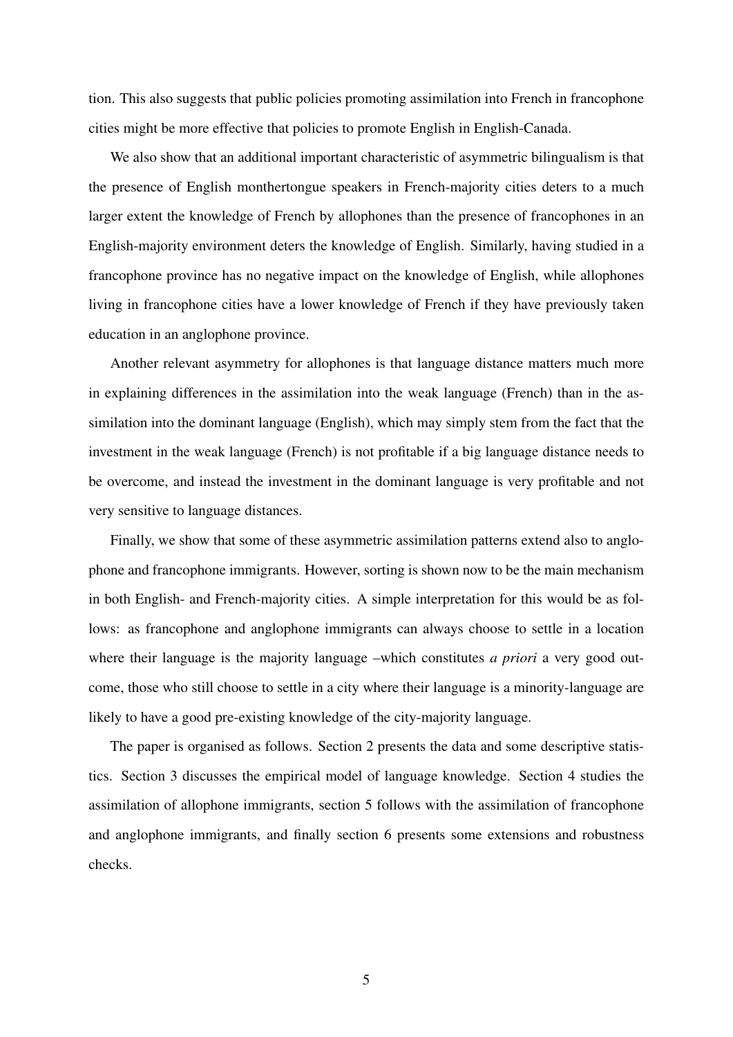tion. This also suggests that public policies promoting assimilation into French in francophone cities might be more effective that policies to promote English in English-Canada.

We also show that an additional important characteristic of asymmetric bilingualism is that the presence of English monthertongue speakers in French-majority cities deters to a much larger extent the knowledge of French by allophones than the presence of francophones in an English-majority environment deters the knowledge of English. Similarly, having studied in a francophone province has no negative impact on the knowledge of English, while allophones living in francophone cities have a lower knowledge of French if they have previously taken education in an anglophone province.

Another relevant asymmetry for allophones is that language distance matters much more in explaining differences in the assimilation into the weak language (French) than in the assimilation into the dominant language (English), which may simply stem from the fact that the investment in the weak language (French) is not profitable if a big language distance needs to be overcome, and instead the investment in the dominant language is very profitable and not very sensitive to language distances.

Finally, we show that some of these asymmetric assimilation patterns extend also to anglophone and francophone immigrants. However, sorting is shown now to be the main mechanism in both English- and French-majority cities. A simple interpretation for this would be as follows: as francophone and anglophone immigrants can always choose to settle in a location where their language is the majority language –which constitutes *a priori* a very good outcome, those who still choose to settle in a city where their language is a minority-language are likely to have a good pre-existing knowledge of the city-majority language.

The paper is organised as follows. Section 2 presents the data and some descriptive statistics. Section 3 discusses the empirical model of language knowledge. Section 4 studies the assimilation of allophone immigrants, section 5 follows with the assimilation of francophone and anglophone immigrants, and finally section 6 presents some extensions and robustness checks.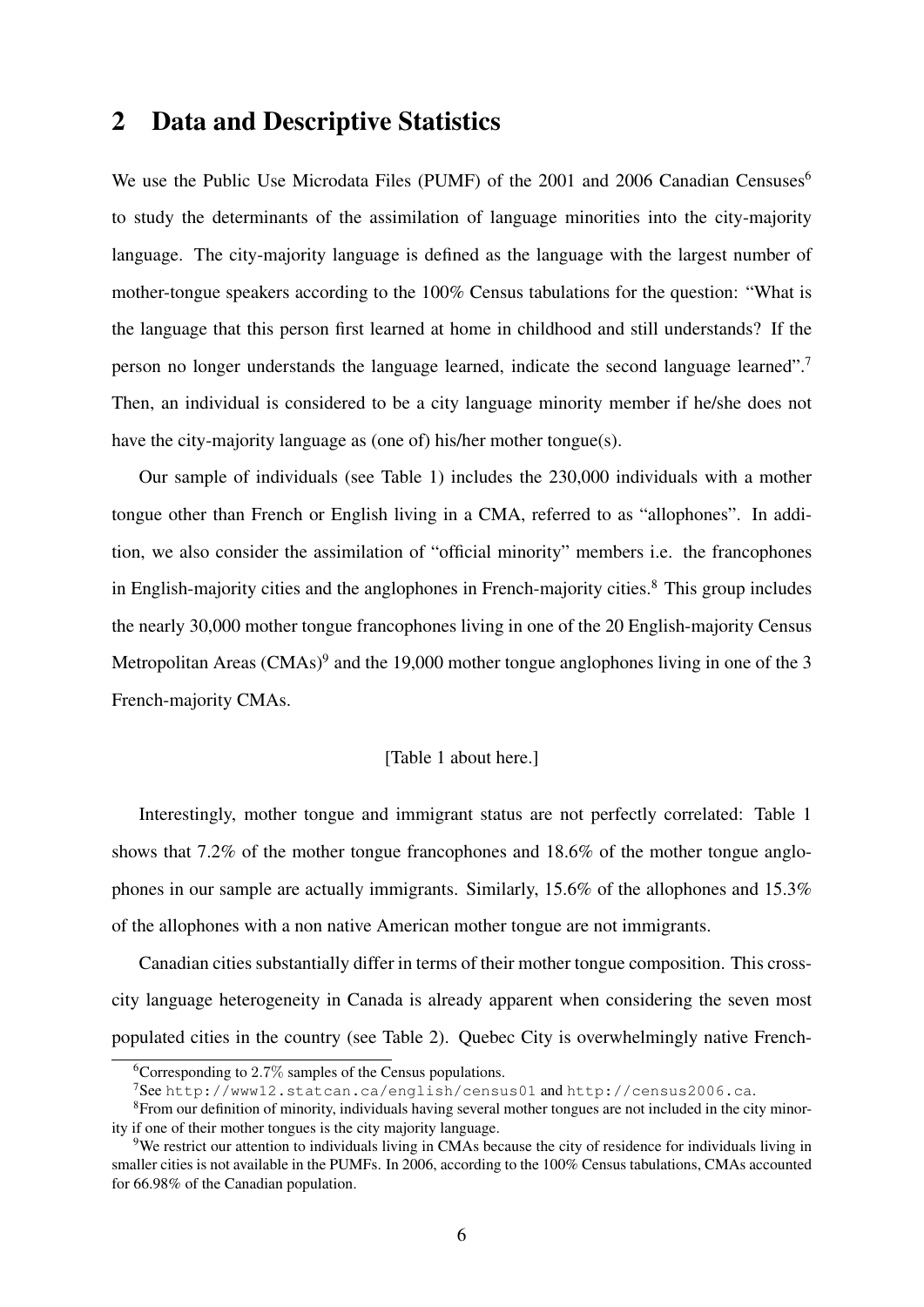## 2 Data and Descriptive Statistics

We use the Public Use Microdata Files (PUMF) of the 2001 and 2006 Canadian Censuses[6] to study the determinants of the assimilation of language minorities into the city-majority language. The city-majority language is defined as the language with the largest number of mother-tongue speakers according to the 100% Census tabulations for the question: "What is the language that this person first learned at home in childhood and still understands? If the person no longer understands the language learned, indicate the second language learned".[7] Then, an individual is considered to be a city language minority member if he/she does not have the city-majority language as (one of) his/her mother tongue(s).

Our sample of individuals (see Table 1) includes the 230,000 individuals with a mother tongue other than French or English living in a CMA, referred to as "allophones". In addition, we also consider the assimilation of "official minority" members i.e. the francophones in English-majority cities and the anglophones in French-majority cities.[8] This group includes the nearly 30,000 mother tongue francophones living in one of the 20 English-majority Census Metropolitan Areas (CMAs)[9] and the 19,000 mother tongue anglophones living in one of the 3 French-majority CMAs.

[Table 1 about here.]

Interestingly, mother tongue and immigrant status are not perfectly correlated: Table 1 shows that 7.2% of the mother tongue francophones and 18.6% of the mother tongue anglophones in our sample are actually immigrants. Similarly, 15.6% of the allophones and 15.3% of the allophones with a non native American mother tongue are not immigrants.

Canadian cities substantially differ in terms of their mother tongue composition. This cross-city language heterogeneity in Canada is already apparent when considering the seven most populated cities in the country (see Table 2). Quebec City is overwhelmingly native French-

[6] Corresponding to 2.7% samples of the Census populations.

[7] See http://www12.statcan.ca/english/census01 and http://census2006.ca.

[8] From our definition of minority, individuals having several mother tongues are not included in the city minority if one of their mother tongues is the city majority language.

[9] We restrict our attention to individuals living in CMAs because the city of residence for individuals living in smaller cities is not available in the PUMFs. In 2006, according to the 100% Census tabulations, CMAs accounted for 66.98% of the Canadian population.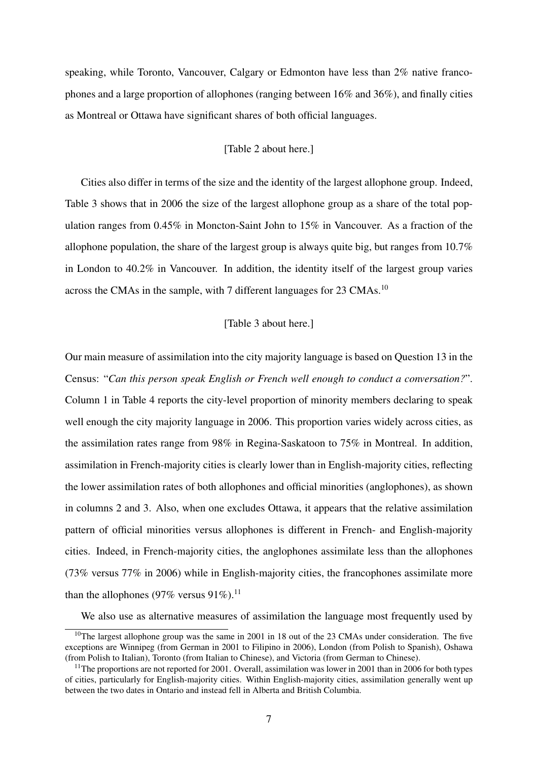speaking, while Toronto, Vancouver, Calgary or Edmonton have less than 2% native francophones and a large proportion of allophones (ranging between 16% and 36%), and finally cities as Montreal or Ottawa have significant shares of both official languages.

[Table 2 about here.]

Cities also differ in terms of the size and the identity of the largest allophone group. Indeed, Table 3 shows that in 2006 the size of the largest allophone group as a share of the total population ranges from 0.45% in Moncton-Saint John to 15% in Vancouver. As a fraction of the allophone population, the share of the largest group is always quite big, but ranges from 10.7% in London to 40.2% in Vancouver. In addition, the identity itself of the largest group varies across the CMAs in the sample, with 7 different languages for 23 CMAs.[10]

[Table 3 about here.]

Our main measure of assimilation into the city majority language is based on Question 13 in the Census: "*Can this person speak English or French well enough to conduct a conversation?*". Column 1 in Table 4 reports the city-level proportion of minority members declaring to speak well enough the city majority language in 2006. This proportion varies widely across cities, as the assimilation rates range from 98% in Regina-Saskatoon to 75% in Montreal. In addition, assimilation in French-majority cities is clearly lower than in English-majority cities, reflecting the lower assimilation rates of both allophones and official minorities (anglophones), as shown in columns 2 and 3. Also, when one excludes Ottawa, it appears that the relative assimilation pattern of official minorities versus allophones is different in French- and English-majority cities. Indeed, in French-majority cities, the anglophones assimilate less than the allophones (73% versus 77% in 2006) while in English-majority cities, the francophones assimilate more than the allophones (97% versus 91%).[11]

We also use as alternative measures of assimilation the language most frequently used by

[10] The largest allophone group was the same in 2001 in 18 out of the 23 CMAs under consideration. The five exceptions are Winnipeg (from German in 2001 to Filipino in 2006), London (from Polish to Spanish), Oshawa (from Polish to Italian), Toronto (from Italian to Chinese), and Victoria (from German to Chinese).

[11] The proportions are not reported for 2001. Overall, assimilation was lower in 2001 than in 2006 for both types of cities, particularly for English-majority cities. Within English-majority cities, assimilation generally went up between the two dates in Ontario and instead fell in Alberta and British Columbia.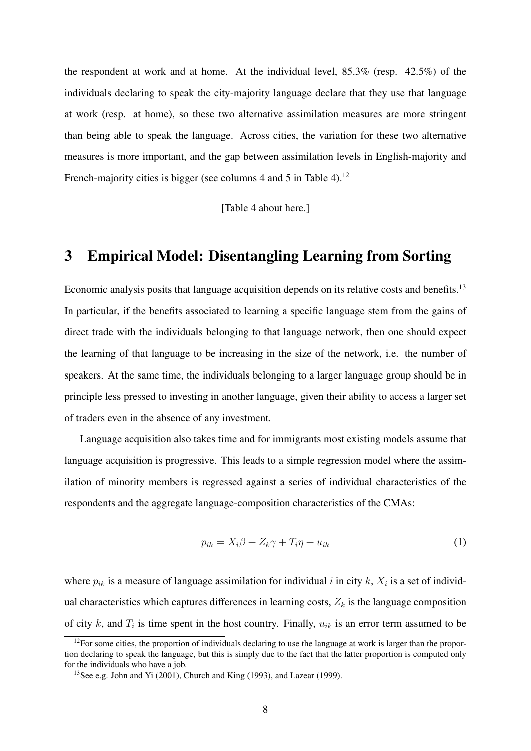the respondent at work and at home. At the individual level, 85.3% (resp. 42.5%) of the individuals declaring to speak the city-majority language declare that they use that language at work (resp. at home), so these two alternative assimilation measures are more stringent than being able to speak the language. Across cities, the variation for these two alternative measures is more important, and the gap between assimilation levels in English-majority and French-majority cities is bigger (see columns 4 and 5 in Table 4).[12]

[Table 4 about here.]

# 3 Empirical Model: Disentangling Learning from Sorting

Economic analysis posits that language acquisition depends on its relative costs and benefits.[13] In particular, if the benefits associated to learning a specific language stem from the gains of direct trade with the individuals belonging to that language network, then one should expect the learning of that language to be increasing in the size of the network, i.e. the number of speakers. At the same time, the individuals belonging to a larger language group should be in principle less pressed to investing in another language, given their ability to access a larger set of traders even in the absence of any investment.

Language acquisition also takes time and for immigrants most existing models assume that language acquisition is progressive. This leads to a simple regression model where the assimilation of minority members is regressed against a series of individual characteristics of the respondents and the aggregate language-composition characteristics of the CMAs:

$$p_{ik} = X_i\beta + Z_k\gamma + T_i\eta + u_{ik} \tag{1}$$

where $p_{ik}$ is a measure of language assimilation for individual $i$ in city $k$, $X_i$ is a set of individual characteristics which captures differences in learning costs, $Z_k$ is the language composition of city $k$, and $T_i$ is time spent in the host country. Finally, $u_{ik}$ is an error term assumed to be

[12]For some cities, the proportion of individuals declaring to use the language at work is larger than the proportion declaring to speak the language, but this is simply due to the fact that the latter proportion is computed only for the individuals who have a job.

[13]See e.g. John and Yi (2001), Church and King (1993), and Lazear (1999).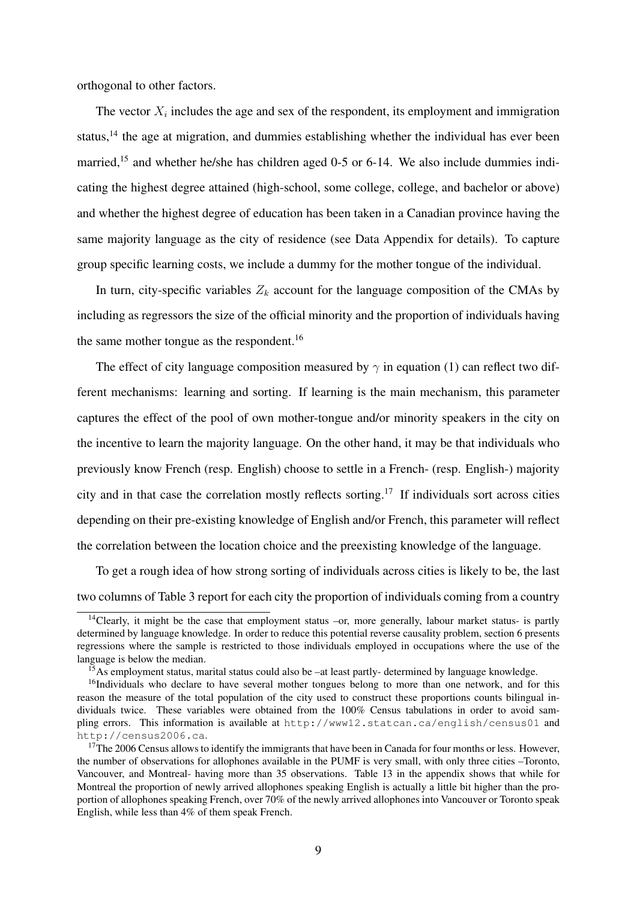orthogonal to other factors.

The vector $X_i$ includes the age and sex of the respondent, its employment and immigration status,[14] the age at migration, and dummies establishing whether the individual has ever been married,[15] and whether he/she has children aged 0-5 or 6-14. We also include dummies indicating the highest degree attained (high-school, some college, college, and bachelor or above) and whether the highest degree of education has been taken in a Canadian province having the same majority language as the city of residence (see Data Appendix for details). To capture group specific learning costs, we include a dummy for the mother tongue of the individual.

In turn, city-specific variables $Z_k$ account for the language composition of the CMAs by including as regressors the size of the official minority and the proportion of individuals having the same mother tongue as the respondent.[16]

The effect of city language composition measured by $\gamma$ in equation (1) can reflect two different mechanisms: learning and sorting. If learning is the main mechanism, this parameter captures the effect of the pool of own mother-tongue and/or minority speakers in the city on the incentive to learn the majority language. On the other hand, it may be that individuals who previously know French (resp. English) choose to settle in a French- (resp. English-) majority city and in that case the correlation mostly reflects sorting.[17] If individuals sort across cities depending on their pre-existing knowledge of English and/or French, this parameter will reflect the correlation between the location choice and the preexisting knowledge of the language.

To get a rough idea of how strong sorting of individuals across cities is likely to be, the last two columns of Table 3 report for each city the proportion of individuals coming from a country

[14] Clearly, it might be the case that employment status –or, more generally, labour market status- is partly determined by language knowledge. In order to reduce this potential reverse causality problem, section 6 presents regressions where the sample is restricted to those individuals employed in occupations where the use of the language is below the median.

[15] As employment status, marital status could also be –at least partly- determined by language knowledge.

[16] Individuals who declare to have several mother tongues belong to more than one network, and for this reason the measure of the total population of the city used to construct these proportions counts bilingual individuals twice. These variables were obtained from the 100% Census tabulations in order to avoid sampling errors. This information is available at http://www12.statcan.ca/english/census01 and http://census2006.ca.

[17] The 2006 Census allows to identify the immigrants that have been in Canada for four months or less. However, the number of observations for allophones available in the PUMF is very small, with only three cities –Toronto, Vancouver, and Montreal- having more than 35 observations. Table 13 in the appendix shows that while for Montreal the proportion of newly arrived allophones speaking English is actually a little bit higher than the proportion of allophones speaking French, over 70% of the newly arrived allophones into Vancouver or Toronto speak English, while less than 4% of them speak French.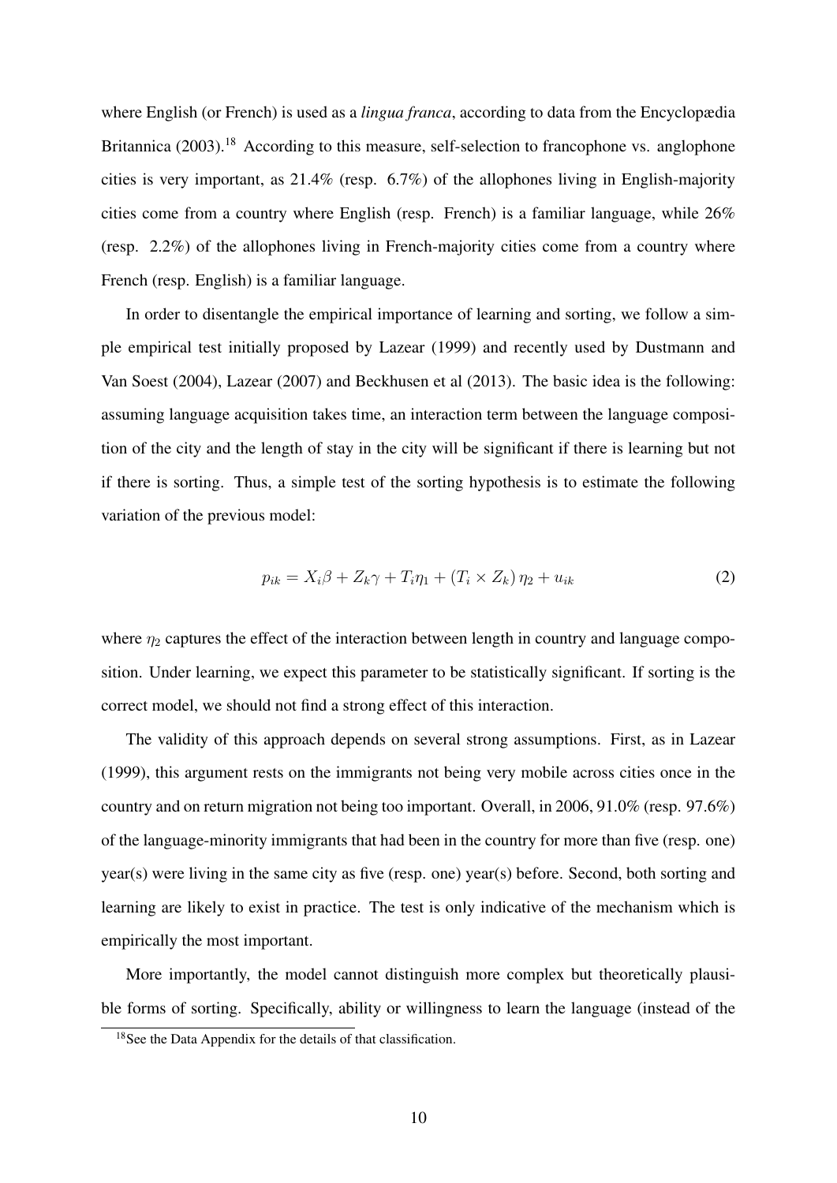where English (or French) is used as a *lingua franca*, according to data from the Encyclopædia Britannica (2003).[18] According to this measure, self-selection to francophone vs. anglophone cities is very important, as 21.4% (resp. 6.7%) of the allophones living in English-majority cities come from a country where English (resp. French) is a familiar language, while 26% (resp. 2.2%) of the allophones living in French-majority cities come from a country where French (resp. English) is a familiar language.

In order to disentangle the empirical importance of learning and sorting, we follow a simple empirical test initially proposed by Lazear (1999) and recently used by Dustmann and Van Soest (2004), Lazear (2007) and Beckhusen et al (2013). The basic idea is the following: assuming language acquisition takes time, an interaction term between the language composition of the city and the length of stay in the city will be significant if there is learning but not if there is sorting. Thus, a simple test of the sorting hypothesis is to estimate the following variation of the previous model:

$$p_{ik} = X_i\beta + Z_k\gamma + T_i\eta_1 + (T_i \times Z_k)\,\eta_2 + u_{ik} \tag{2}$$

where $\eta_2$ captures the effect of the interaction between length in country and language composition. Under learning, we expect this parameter to be statistically significant. If sorting is the correct model, we should not find a strong effect of this interaction.

The validity of this approach depends on several strong assumptions. First, as in Lazear (1999), this argument rests on the immigrants not being very mobile across cities once in the country and on return migration not being too important. Overall, in 2006, 91.0% (resp. 97.6%) of the language-minority immigrants that had been in the country for more than five (resp. one) year(s) were living in the same city as five (resp. one) year(s) before. Second, both sorting and learning are likely to exist in practice. The test is only indicative of the mechanism which is empirically the most important.

More importantly, the model cannot distinguish more complex but theoretically plausible forms of sorting. Specifically, ability or willingness to learn the language (instead of the

[18] See the Data Appendix for the details of that classification.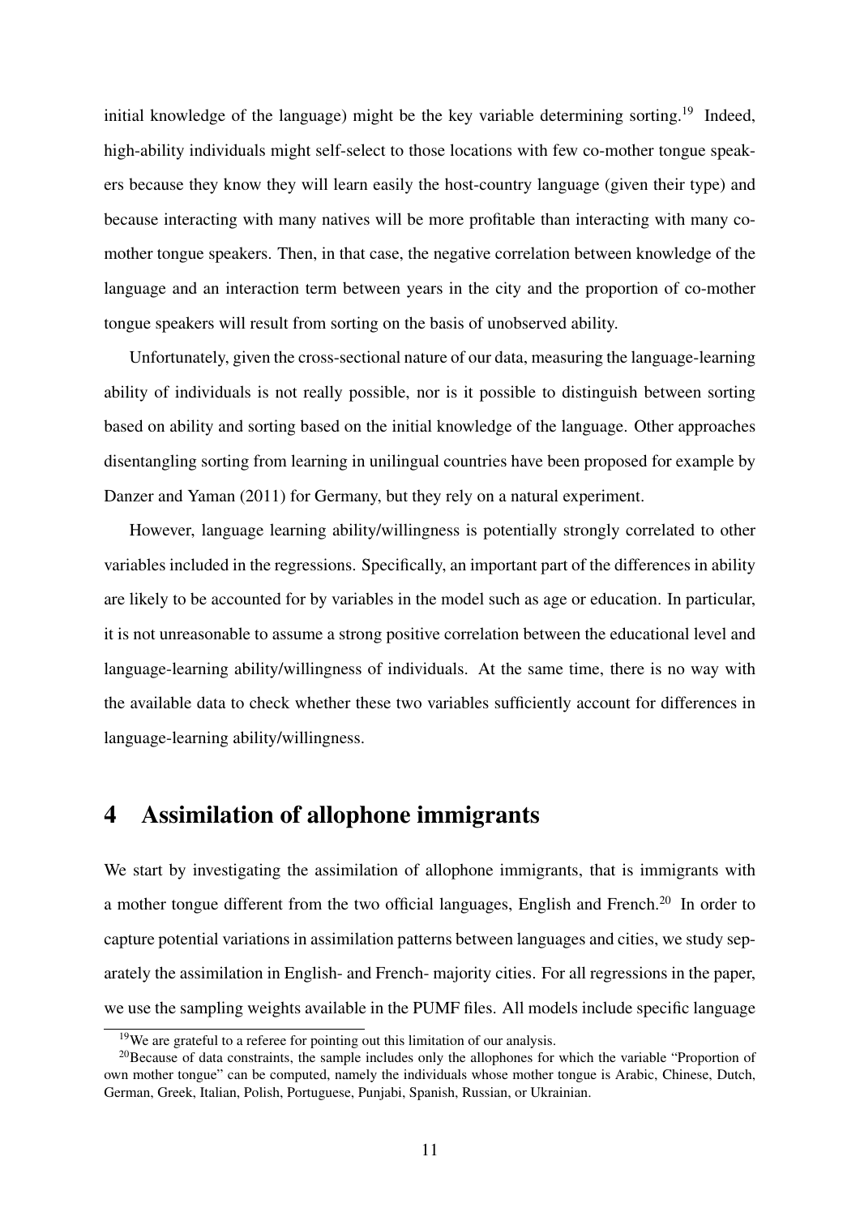initial knowledge of the language) might be the key variable determining sorting.[19] Indeed, high-ability individuals might self-select to those locations with few co-mother tongue speakers because they know they will learn easily the host-country language (given their type) and because interacting with many natives will be more profitable than interacting with many co-mother tongue speakers. Then, in that case, the negative correlation between knowledge of the language and an interaction term between years in the city and the proportion of co-mother tongue speakers will result from sorting on the basis of unobserved ability.

Unfortunately, given the cross-sectional nature of our data, measuring the language-learning ability of individuals is not really possible, nor is it possible to distinguish between sorting based on ability and sorting based on the initial knowledge of the language. Other approaches disentangling sorting from learning in unilingual countries have been proposed for example by Danzer and Yaman (2011) for Germany, but they rely on a natural experiment.

However, language learning ability/willingness is potentially strongly correlated to other variables included in the regressions. Specifically, an important part of the differences in ability are likely to be accounted for by variables in the model such as age or education. In particular, it is not unreasonable to assume a strong positive correlation between the educational level and language-learning ability/willingness of individuals. At the same time, there is no way with the available data to check whether these two variables sufficiently account for differences in language-learning ability/willingness.

# 4 Assimilation of allophone immigrants

We start by investigating the assimilation of allophone immigrants, that is immigrants with a mother tongue different from the two official languages, English and French.[20] In order to capture potential variations in assimilation patterns between languages and cities, we study separately the assimilation in English- and French- majority cities. For all regressions in the paper, we use the sampling weights available in the PUMF files. All models include specific language

[19] We are grateful to a referee for pointing out this limitation of our analysis.

[20] Because of data constraints, the sample includes only the allophones for which the variable "Proportion of own mother tongue" can be computed, namely the individuals whose mother tongue is Arabic, Chinese, Dutch, German, Greek, Italian, Polish, Portuguese, Punjabi, Spanish, Russian, or Ukrainian.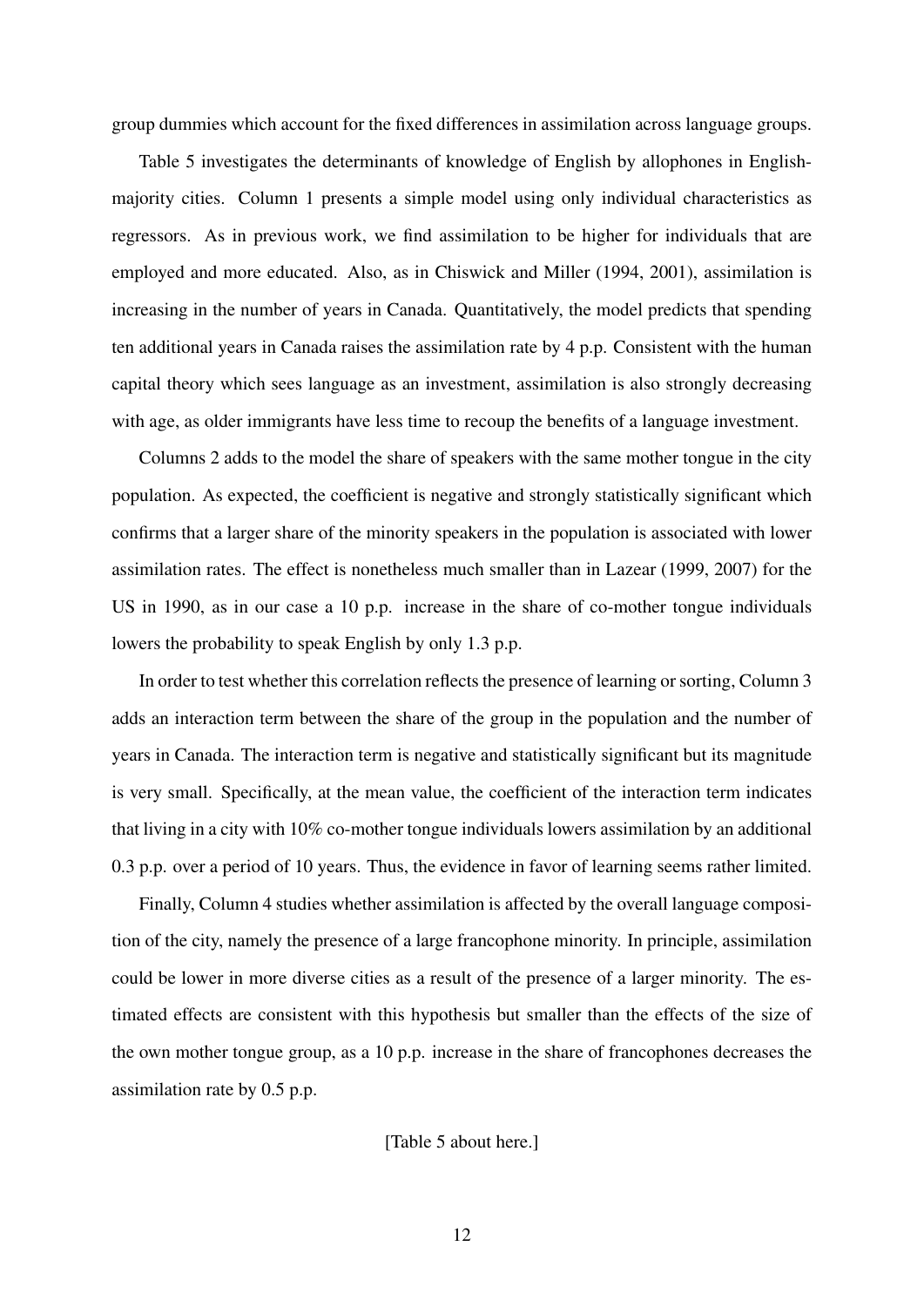group dummies which account for the fixed differences in assimilation across language groups.

Table 5 investigates the determinants of knowledge of English by allophones in English-majority cities. Column 1 presents a simple model using only individual characteristics as regressors. As in previous work, we find assimilation to be higher for individuals that are employed and more educated. Also, as in Chiswick and Miller (1994, 2001), assimilation is increasing in the number of years in Canada. Quantitatively, the model predicts that spending ten additional years in Canada raises the assimilation rate by 4 p.p. Consistent with the human capital theory which sees language as an investment, assimilation is also strongly decreasing with age, as older immigrants have less time to recoup the benefits of a language investment.

Columns 2 adds to the model the share of speakers with the same mother tongue in the city population. As expected, the coefficient is negative and strongly statistically significant which confirms that a larger share of the minority speakers in the population is associated with lower assimilation rates. The effect is nonetheless much smaller than in Lazear (1999, 2007) for the US in 1990, as in our case a 10 p.p. increase in the share of co-mother tongue individuals lowers the probability to speak English by only 1.3 p.p.

In order to test whether this correlation reflects the presence of learning or sorting, Column 3 adds an interaction term between the share of the group in the population and the number of years in Canada. The interaction term is negative and statistically significant but its magnitude is very small. Specifically, at the mean value, the coefficient of the interaction term indicates that living in a city with 10% co-mother tongue individuals lowers assimilation by an additional 0.3 p.p. over a period of 10 years. Thus, the evidence in favor of learning seems rather limited.

Finally, Column 4 studies whether assimilation is affected by the overall language composition of the city, namely the presence of a large francophone minority. In principle, assimilation could be lower in more diverse cities as a result of the presence of a larger minority. The estimated effects are consistent with this hypothesis but smaller than the effects of the size of the own mother tongue group, as a 10 p.p. increase in the share of francophones decreases the assimilation rate by 0.5 p.p.

[Table 5 about here.]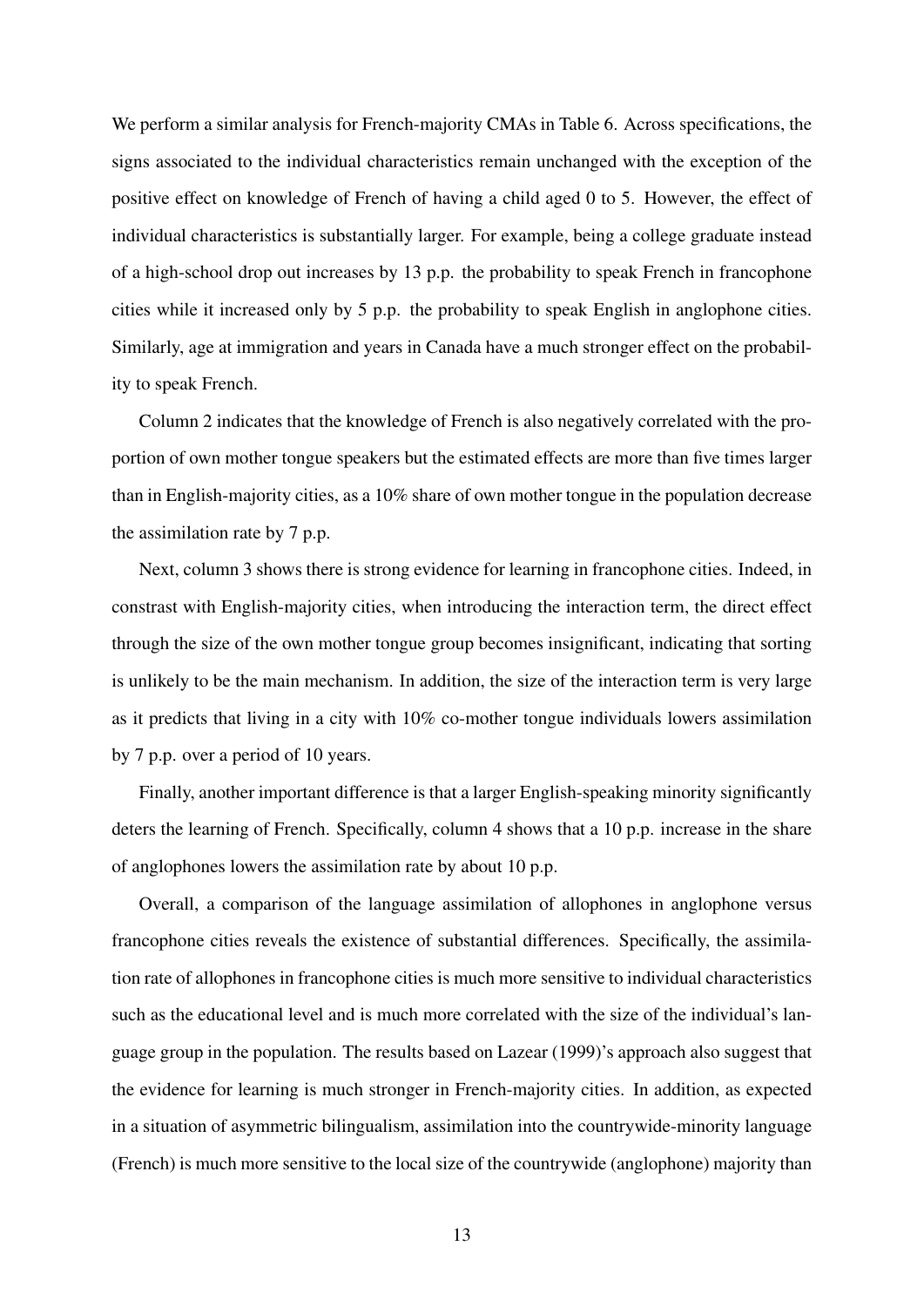We perform a similar analysis for French-majority CMAs in Table 6. Across specifications, the signs associated to the individual characteristics remain unchanged with the exception of the positive effect on knowledge of French of having a child aged 0 to 5. However, the effect of individual characteristics is substantially larger. For example, being a college graduate instead of a high-school drop out increases by 13 p.p. the probability to speak French in francophone cities while it increased only by 5 p.p. the probability to speak English in anglophone cities. Similarly, age at immigration and years in Canada have a much stronger effect on the probability to speak French.

Column 2 indicates that the knowledge of French is also negatively correlated with the proportion of own mother tongue speakers but the estimated effects are more than five times larger than in English-majority cities, as a 10% share of own mother tongue in the population decrease the assimilation rate by 7 p.p.

Next, column 3 shows there is strong evidence for learning in francophone cities. Indeed, in constrast with English-majority cities, when introducing the interaction term, the direct effect through the size of the own mother tongue group becomes insignificant, indicating that sorting is unlikely to be the main mechanism. In addition, the size of the interaction term is very large as it predicts that living in a city with 10% co-mother tongue individuals lowers assimilation by 7 p.p. over a period of 10 years.

Finally, another important difference is that a larger English-speaking minority significantly deters the learning of French. Specifically, column 4 shows that a 10 p.p. increase in the share of anglophones lowers the assimilation rate by about 10 p.p.

Overall, a comparison of the language assimilation of allophones in anglophone versus francophone cities reveals the existence of substantial differences. Specifically, the assimilation rate of allophones in francophone cities is much more sensitive to individual characteristics such as the educational level and is much more correlated with the size of the individual's language group in the population. The results based on Lazear (1999)'s approach also suggest that the evidence for learning is much stronger in French-majority cities. In addition, as expected in a situation of asymmetric bilingualism, assimilation into the countrywide-minority language (French) is much more sensitive to the local size of the countrywide (anglophone) majority than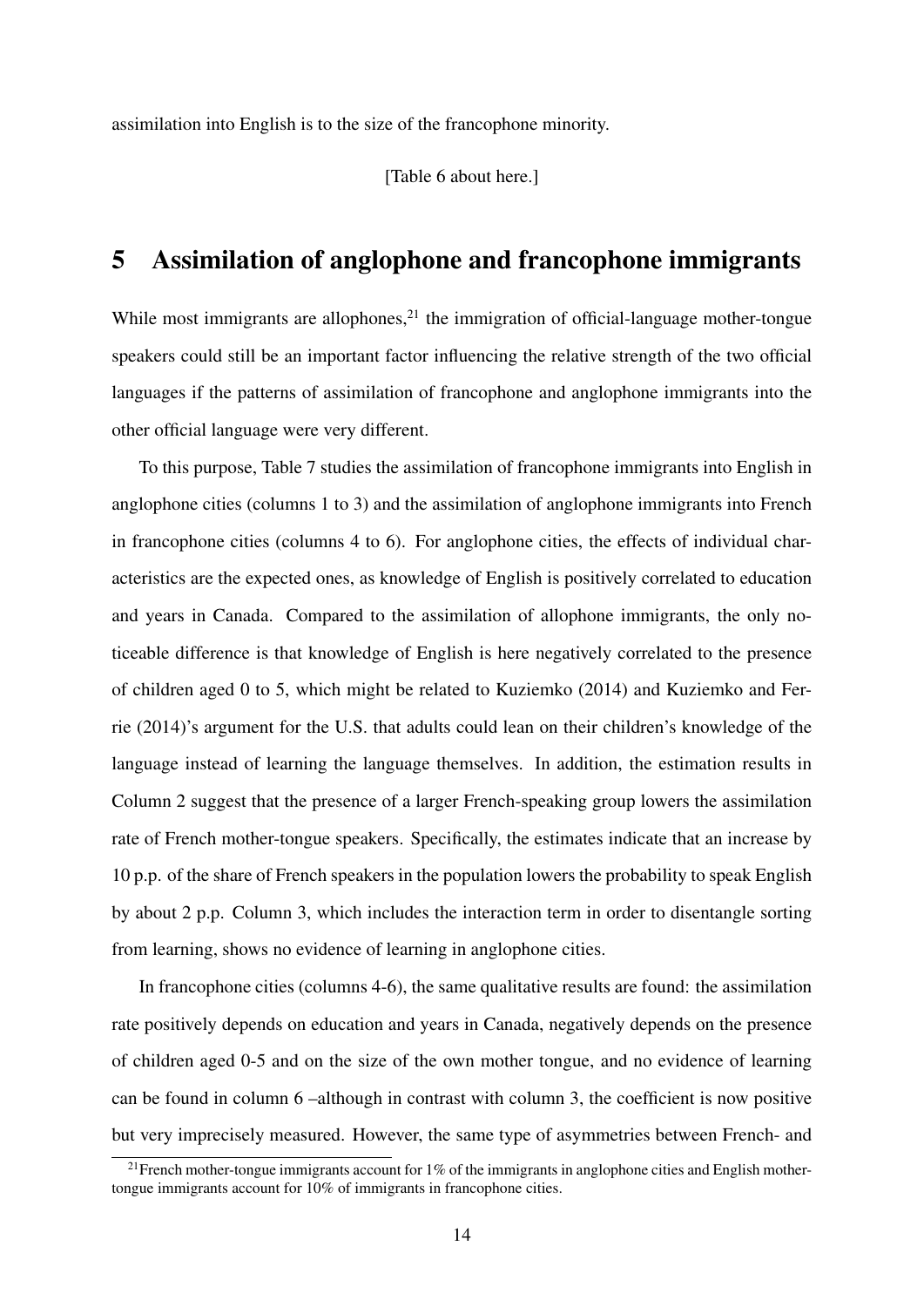assimilation into English is to the size of the francophone minority.

[Table 6 about here.]

## 5 Assimilation of anglophone and francophone immigrants

While most immigrants are allophones,[21] the immigration of official-language mother-tongue speakers could still be an important factor influencing the relative strength of the two official languages if the patterns of assimilation of francophone and anglophone immigrants into the other official language were very different.

To this purpose, Table 7 studies the assimilation of francophone immigrants into English in anglophone cities (columns 1 to 3) and the assimilation of anglophone immigrants into French in francophone cities (columns 4 to 6). For anglophone cities, the effects of individual characteristics are the expected ones, as knowledge of English is positively correlated to education and years in Canada. Compared to the assimilation of allophone immigrants, the only noticeable difference is that knowledge of English is here negatively correlated to the presence of children aged 0 to 5, which might be related to Kuziemko (2014) and Kuziemko and Ferrie (2014)'s argument for the U.S. that adults could lean on their children's knowledge of the language instead of learning the language themselves. In addition, the estimation results in Column 2 suggest that the presence of a larger French-speaking group lowers the assimilation rate of French mother-tongue speakers. Specifically, the estimates indicate that an increase by 10 p.p. of the share of French speakers in the population lowers the probability to speak English by about 2 p.p. Column 3, which includes the interaction term in order to disentangle sorting from learning, shows no evidence of learning in anglophone cities.

In francophone cities (columns 4-6), the same qualitative results are found: the assimilation rate positively depends on education and years in Canada, negatively depends on the presence of children aged 0-5 and on the size of the own mother tongue, and no evidence of learning can be found in column 6 –although in contrast with column 3, the coefficient is now positive but very imprecisely measured. However, the same type of asymmetries between French- and

[21] French mother-tongue immigrants account for 1% of the immigrants in anglophone cities and English mother-tongue immigrants account for 10% of immigrants in francophone cities.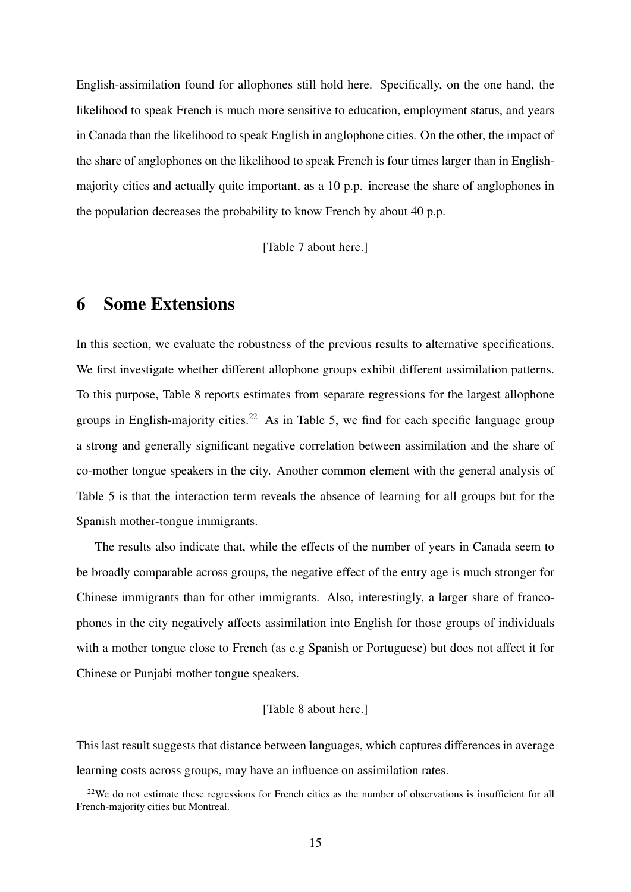English-assimilation found for allophones still hold here. Specifically, on the one hand, the likelihood to speak French is much more sensitive to education, employment status, and years in Canada than the likelihood to speak English in anglophone cities. On the other, the impact of the share of anglophones on the likelihood to speak French is four times larger than in English-majority cities and actually quite important, as a 10 p.p. increase the share of anglophones in the population decreases the probability to know French by about 40 p.p.

[Table 7 about here.]

# 6 Some Extensions

In this section, we evaluate the robustness of the previous results to alternative specifications. We first investigate whether different allophone groups exhibit different assimilation patterns. To this purpose, Table 8 reports estimates from separate regressions for the largest allophone groups in English-majority cities.[22] As in Table 5, we find for each specific language group a strong and generally significant negative correlation between assimilation and the share of co-mother tongue speakers in the city. Another common element with the general analysis of Table 5 is that the interaction term reveals the absence of learning for all groups but for the Spanish mother-tongue immigrants.

The results also indicate that, while the effects of the number of years in Canada seem to be broadly comparable across groups, the negative effect of the entry age is much stronger for Chinese immigrants than for other immigrants. Also, interestingly, a larger share of francophones in the city negatively affects assimilation into English for those groups of individuals with a mother tongue close to French (as e.g Spanish or Portuguese) but does not affect it for Chinese or Punjabi mother tongue speakers.

[Table 8 about here.]

This last result suggests that distance between languages, which captures differences in average learning costs across groups, may have an influence on assimilation rates.

[22] We do not estimate these regressions for French cities as the number of observations is insufficient for all French-majority cities but Montreal.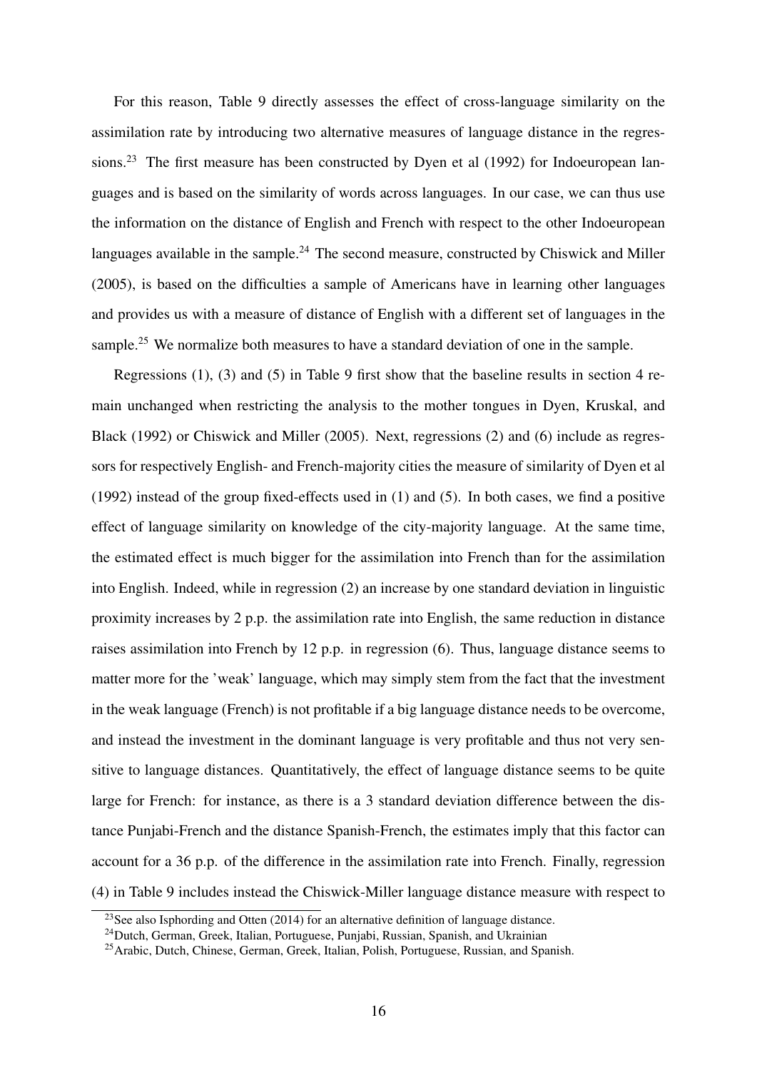For this reason, Table 9 directly assesses the effect of cross-language similarity on the assimilation rate by introducing two alternative measures of language distance in the regressions.[23] The first measure has been constructed by Dyen et al (1992) for Indoeuropean languages and is based on the similarity of words across languages. In our case, we can thus use the information on the distance of English and French with respect to the other Indoeuropean languages available in the sample.[24] The second measure, constructed by Chiswick and Miller (2005), is based on the difficulties a sample of Americans have in learning other languages and provides us with a measure of distance of English with a different set of languages in the sample.[25] We normalize both measures to have a standard deviation of one in the sample.

Regressions (1), (3) and (5) in Table 9 first show that the baseline results in section 4 remain unchanged when restricting the analysis to the mother tongues in Dyen, Kruskal, and Black (1992) or Chiswick and Miller (2005). Next, regressions (2) and (6) include as regressors for respectively English- and French-majority cities the measure of similarity of Dyen et al (1992) instead of the group fixed-effects used in (1) and (5). In both cases, we find a positive effect of language similarity on knowledge of the city-majority language. At the same time, the estimated effect is much bigger for the assimilation into French than for the assimilation into English. Indeed, while in regression (2) an increase by one standard deviation in linguistic proximity increases by 2 p.p. the assimilation rate into English, the same reduction in distance raises assimilation into French by 12 p.p. in regression (6). Thus, language distance seems to matter more for the 'weak' language, which may simply stem from the fact that the investment in the weak language (French) is not profitable if a big language distance needs to be overcome, and instead the investment in the dominant language is very profitable and thus not very sensitive to language distances. Quantitatively, the effect of language distance seems to be quite large for French: for instance, as there is a 3 standard deviation difference between the distance Punjabi-French and the distance Spanish-French, the estimates imply that this factor can account for a 36 p.p. of the difference in the assimilation rate into French. Finally, regression (4) in Table 9 includes instead the Chiswick-Miller language distance measure with respect to

[23] See also Isphording and Otten (2014) for an alternative definition of language distance.

[24] Dutch, German, Greek, Italian, Portuguese, Punjabi, Russian, Spanish, and Ukrainian

[25] Arabic, Dutch, Chinese, German, Greek, Italian, Polish, Portuguese, Russian, and Spanish.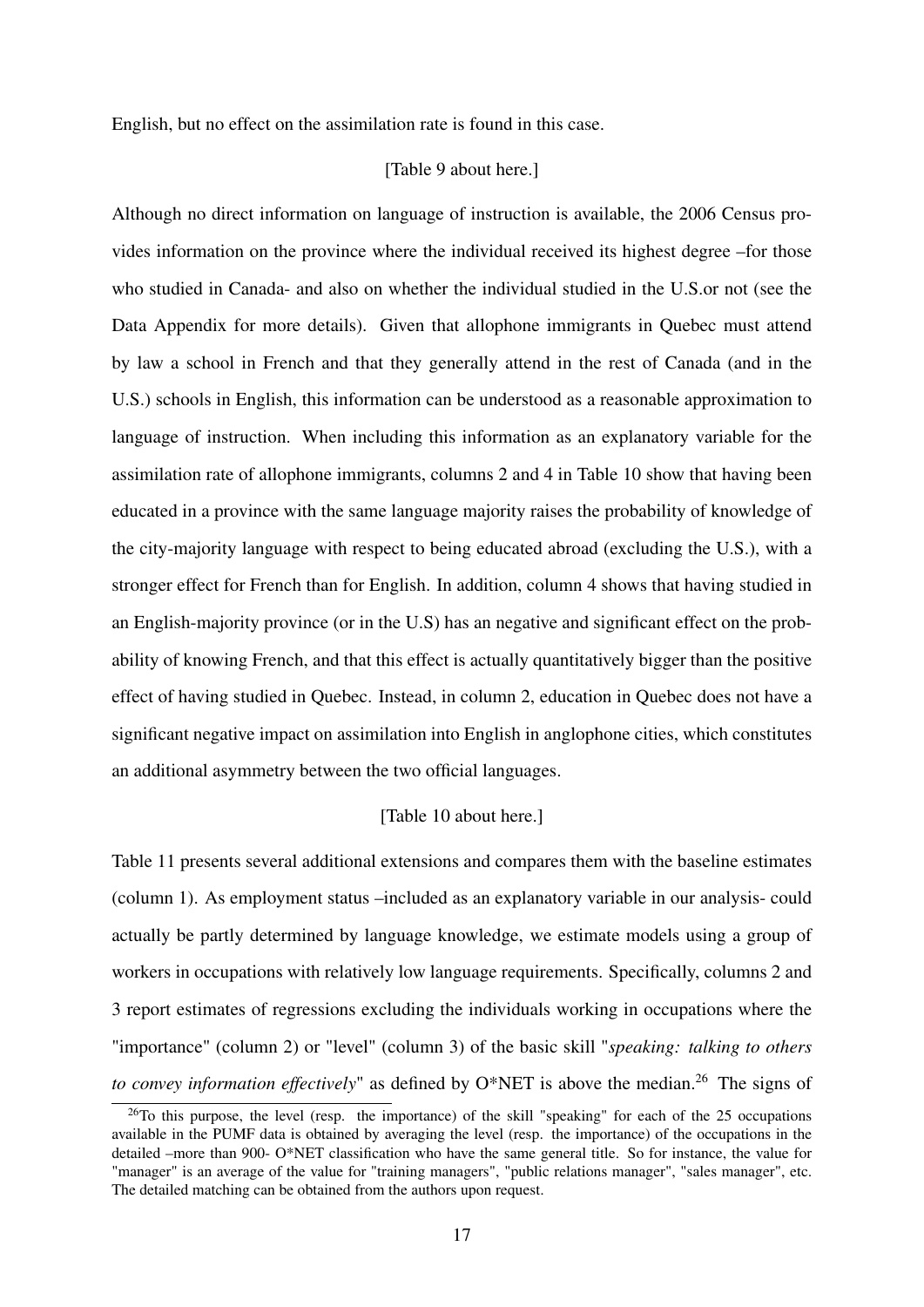English, but no effect on the assimilation rate is found in this case.

[Table 9 about here.]

Although no direct information on language of instruction is available, the 2006 Census provides information on the province where the individual received its highest degree –for those who studied in Canada- and also on whether the individual studied in the U.S.or not (see the Data Appendix for more details). Given that allophone immigrants in Quebec must attend by law a school in French and that they generally attend in the rest of Canada (and in the U.S.) schools in English, this information can be understood as a reasonable approximation to language of instruction. When including this information as an explanatory variable for the assimilation rate of allophone immigrants, columns 2 and 4 in Table 10 show that having been educated in a province with the same language majority raises the probability of knowledge of the city-majority language with respect to being educated abroad (excluding the U.S.), with a stronger effect for French than for English. In addition, column 4 shows that having studied in an English-majority province (or in the U.S) has an negative and significant effect on the probability of knowing French, and that this effect is actually quantitatively bigger than the positive effect of having studied in Quebec. Instead, in column 2, education in Quebec does not have a significant negative impact on assimilation into English in anglophone cities, which constitutes an additional asymmetry between the two official languages.

[Table 10 about here.]

Table 11 presents several additional extensions and compares them with the baseline estimates (column 1). As employment status –included as an explanatory variable in our analysis- could actually be partly determined by language knowledge, we estimate models using a group of workers in occupations with relatively low language requirements. Specifically, columns 2 and 3 report estimates of regressions excluding the individuals working in occupations where the "importance" (column 2) or "level" (column 3) of the basic skill "*speaking: talking to others to convey information effectively*" as defined by O*NET is above the median.[26] The signs of

[26]To this purpose, the level (resp. the importance) of the skill "speaking" for each of the 25 occupations available in the PUMF data is obtained by averaging the level (resp. the importance) of the occupations in the detailed –more than 900- O*NET classification who have the same general title. So for instance, the value for "manager" is an average of the value for "training managers", "public relations manager", "sales manager", etc. The detailed matching can be obtained from the authors upon request.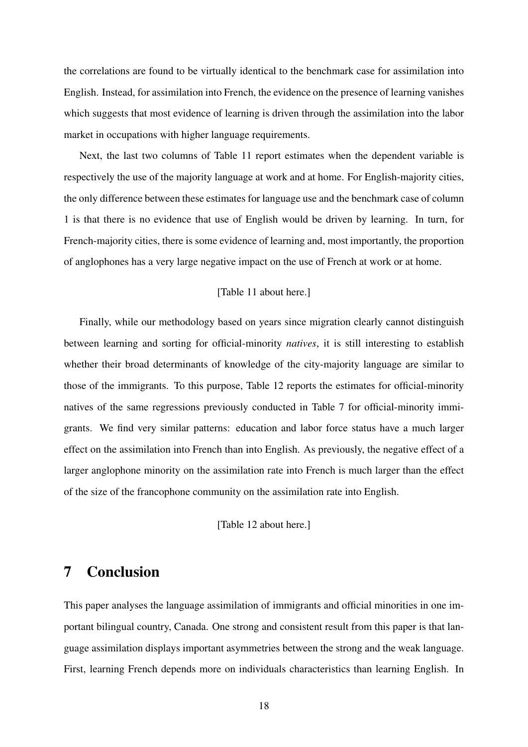the correlations are found to be virtually identical to the benchmark case for assimilation into English. Instead, for assimilation into French, the evidence on the presence of learning vanishes which suggests that most evidence of learning is driven through the assimilation into the labor market in occupations with higher language requirements.

Next, the last two columns of Table 11 report estimates when the dependent variable is respectively the use of the majority language at work and at home. For English-majority cities, the only difference between these estimates for language use and the benchmark case of column 1 is that there is no evidence that use of English would be driven by learning. In turn, for French-majority cities, there is some evidence of learning and, most importantly, the proportion of anglophones has a very large negative impact on the use of French at work or at home.

[Table 11 about here.]

Finally, while our methodology based on years since migration clearly cannot distinguish between learning and sorting for official-minority *natives*, it is still interesting to establish whether their broad determinants of knowledge of the city-majority language are similar to those of the immigrants. To this purpose, Table 12 reports the estimates for official-minority natives of the same regressions previously conducted in Table 7 for official-minority immigrants. We find very similar patterns: education and labor force status have a much larger effect on the assimilation into French than into English. As previously, the negative effect of a larger anglophone minority on the assimilation rate into French is much larger than the effect of the size of the francophone community on the assimilation rate into English.

[Table 12 about here.]

# 7 Conclusion

This paper analyses the language assimilation of immigrants and official minorities in one important bilingual country, Canada. One strong and consistent result from this paper is that language assimilation displays important asymmetries between the strong and the weak language. First, learning French depends more on individuals characteristics than learning English. In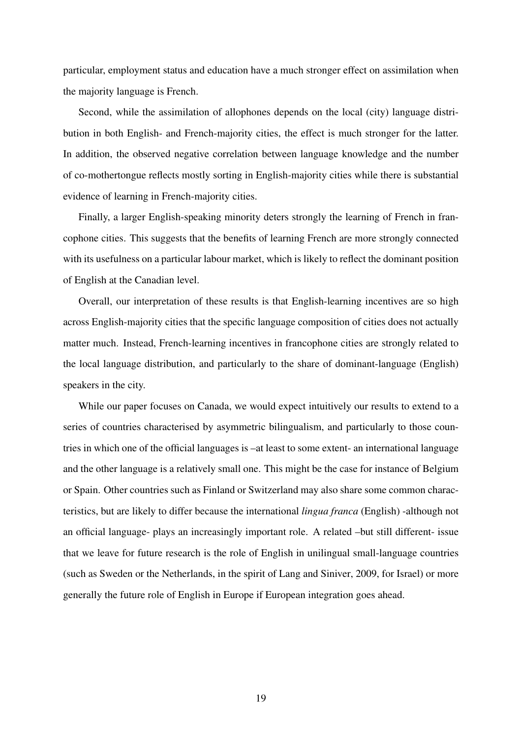particular, employment status and education have a much stronger effect on assimilation when the majority language is French.

Second, while the assimilation of allophones depends on the local (city) language distribution in both English- and French-majority cities, the effect is much stronger for the latter. In addition, the observed negative correlation between language knowledge and the number of co-mothertongue reflects mostly sorting in English-majority cities while there is substantial evidence of learning in French-majority cities.

Finally, a larger English-speaking minority deters strongly the learning of French in francophone cities. This suggests that the benefits of learning French are more strongly connected with its usefulness on a particular labour market, which is likely to reflect the dominant position of English at the Canadian level.

Overall, our interpretation of these results is that English-learning incentives are so high across English-majority cities that the specific language composition of cities does not actually matter much. Instead, French-learning incentives in francophone cities are strongly related to the local language distribution, and particularly to the share of dominant-language (English) speakers in the city.

While our paper focuses on Canada, we would expect intuitively our results to extend to a series of countries characterised by asymmetric bilingualism, and particularly to those countries in which one of the official languages is –at least to some extent- an international language and the other language is a relatively small one. This might be the case for instance of Belgium or Spain. Other countries such as Finland or Switzerland may also share some common characteristics, but are likely to differ because the international *lingua franca* (English) -although not an official language- plays an increasingly important role. A related –but still different- issue that we leave for future research is the role of English in unilingual small-language countries (such as Sweden or the Netherlands, in the spirit of Lang and Siniver, 2009, for Israel) or more generally the future role of English in Europe if European integration goes ahead.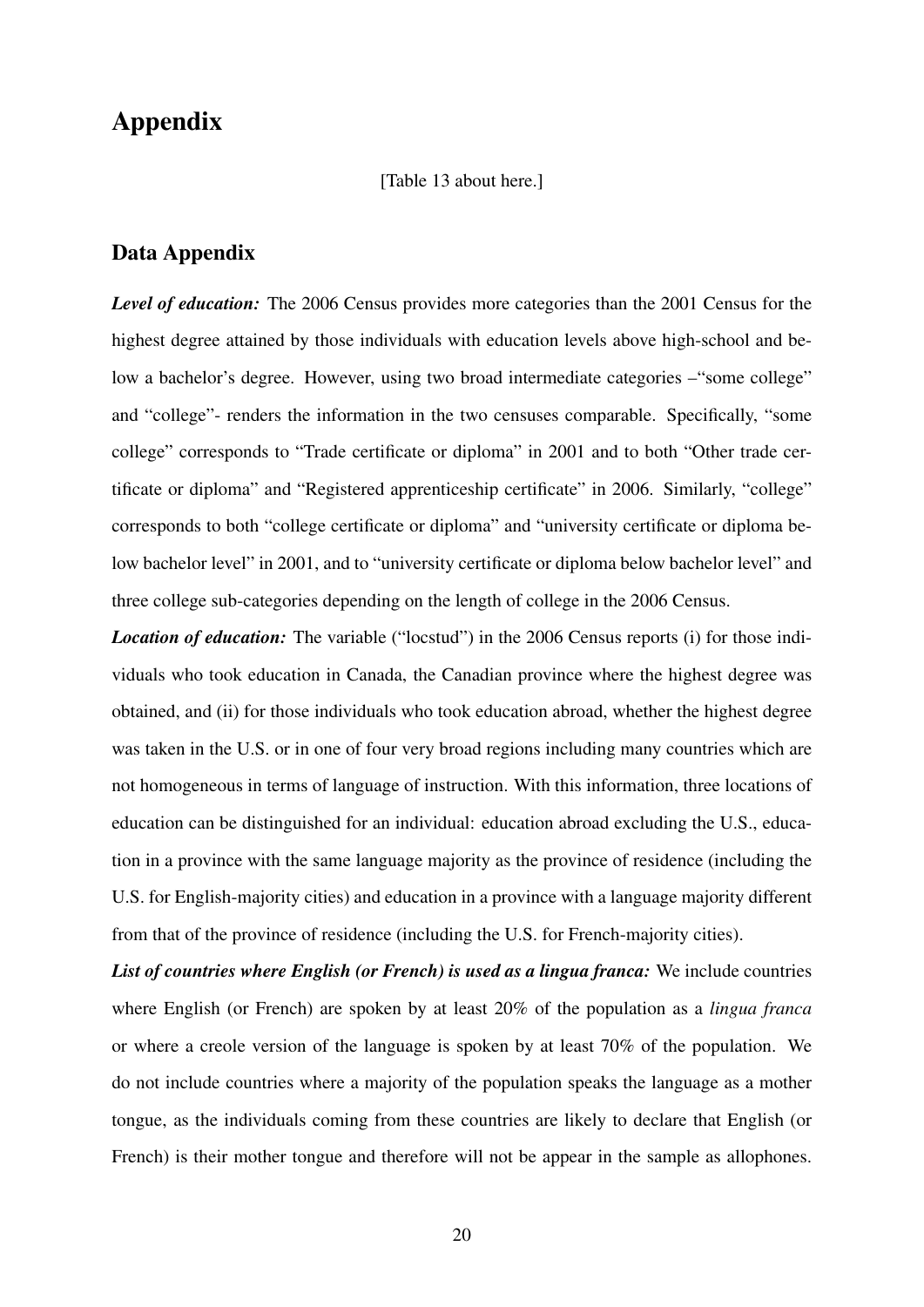# Appendix

[Table 13 about here.]

## Data Appendix

***Level of education:*** The 2006 Census provides more categories than the 2001 Census for the highest degree attained by those individuals with education levels above high-school and below a bachelor's degree. However, using two broad intermediate categories –"some college" and "college"- renders the information in the two censuses comparable. Specifically, "some college" corresponds to "Trade certificate or diploma" in 2001 and to both "Other trade certificate or diploma" and "Registered apprenticeship certificate" in 2006. Similarly, "college" corresponds to both "college certificate or diploma" and "university certificate or diploma below bachelor level" in 2001, and to "university certificate or diploma below bachelor level" and three college sub-categories depending on the length of college in the 2006 Census.

***Location of education:*** The variable ("locstud") in the 2006 Census reports (i) for those individuals who took education in Canada, the Canadian province where the highest degree was obtained, and (ii) for those individuals who took education abroad, whether the highest degree was taken in the U.S. or in one of four very broad regions including many countries which are not homogeneous in terms of language of instruction. With this information, three locations of education can be distinguished for an individual: education abroad excluding the U.S., education in a province with the same language majority as the province of residence (including the U.S. for English-majority cities) and education in a province with a language majority different from that of the province of residence (including the U.S. for French-majority cities).

***List of countries where English (or French) is used as a lingua franca:*** We include countries where English (or French) are spoken by at least 20% of the population as a *lingua franca* or where a creole version of the language is spoken by at least 70% of the population. We do not include countries where a majority of the population speaks the language as a mother tongue, as the individuals coming from these countries are likely to declare that English (or French) is their mother tongue and therefore will not be appear in the sample as allophones.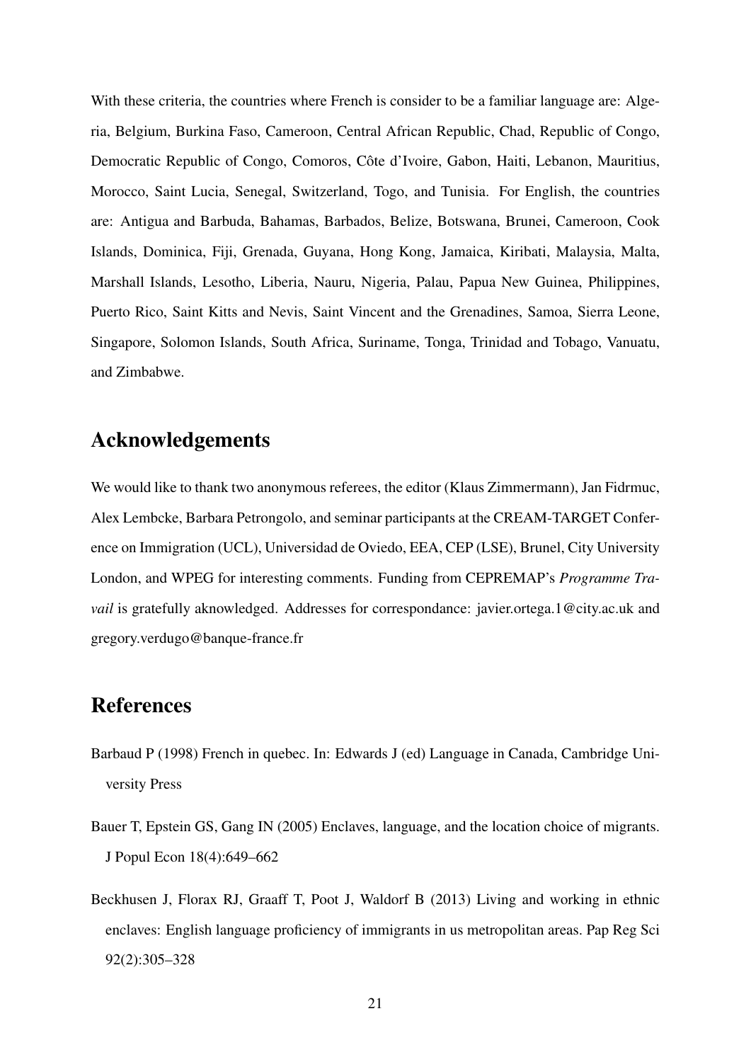With these criteria, the countries where French is consider to be a familiar language are: Algeria, Belgium, Burkina Faso, Cameroon, Central African Republic, Chad, Republic of Congo, Democratic Republic of Congo, Comoros, Côte d'Ivoire, Gabon, Haiti, Lebanon, Mauritius, Morocco, Saint Lucia, Senegal, Switzerland, Togo, and Tunisia. For English, the countries are: Antigua and Barbuda, Bahamas, Barbados, Belize, Botswana, Brunei, Cameroon, Cook Islands, Dominica, Fiji, Grenada, Guyana, Hong Kong, Jamaica, Kiribati, Malaysia, Malta, Marshall Islands, Lesotho, Liberia, Nauru, Nigeria, Palau, Papua New Guinea, Philippines, Puerto Rico, Saint Kitts and Nevis, Saint Vincent and the Grenadines, Samoa, Sierra Leone, Singapore, Solomon Islands, South Africa, Suriname, Tonga, Trinidad and Tobago, Vanuatu, and Zimbabwe.

## Acknowledgements

We would like to thank two anonymous referees, the editor (Klaus Zimmermann), Jan Fidrmuc, Alex Lembcke, Barbara Petrongolo, and seminar participants at the CREAM-TARGET Conference on Immigration (UCL), Universidad de Oviedo, EEA, CEP (LSE), Brunel, City University London, and WPEG for interesting comments. Funding from CEPREMAP's *Programme Travail* is gratefully aknowledged. Addresses for correspondance: javier.ortega.1@city.ac.uk and gregory.verdugo@banque-france.fr

## References

Barbaud P (1998) French in quebec. In: Edwards J (ed) Language in Canada, Cambridge University Press

Bauer T, Epstein GS, Gang IN (2005) Enclaves, language, and the location choice of migrants. J Popul Econ 18(4):649–662

Beckhusen J, Florax RJ, Graaff T, Poot J, Waldorf B (2013) Living and working in ethnic enclaves: English language proficiency of immigrants in us metropolitan areas. Pap Reg Sci 92(2):305–328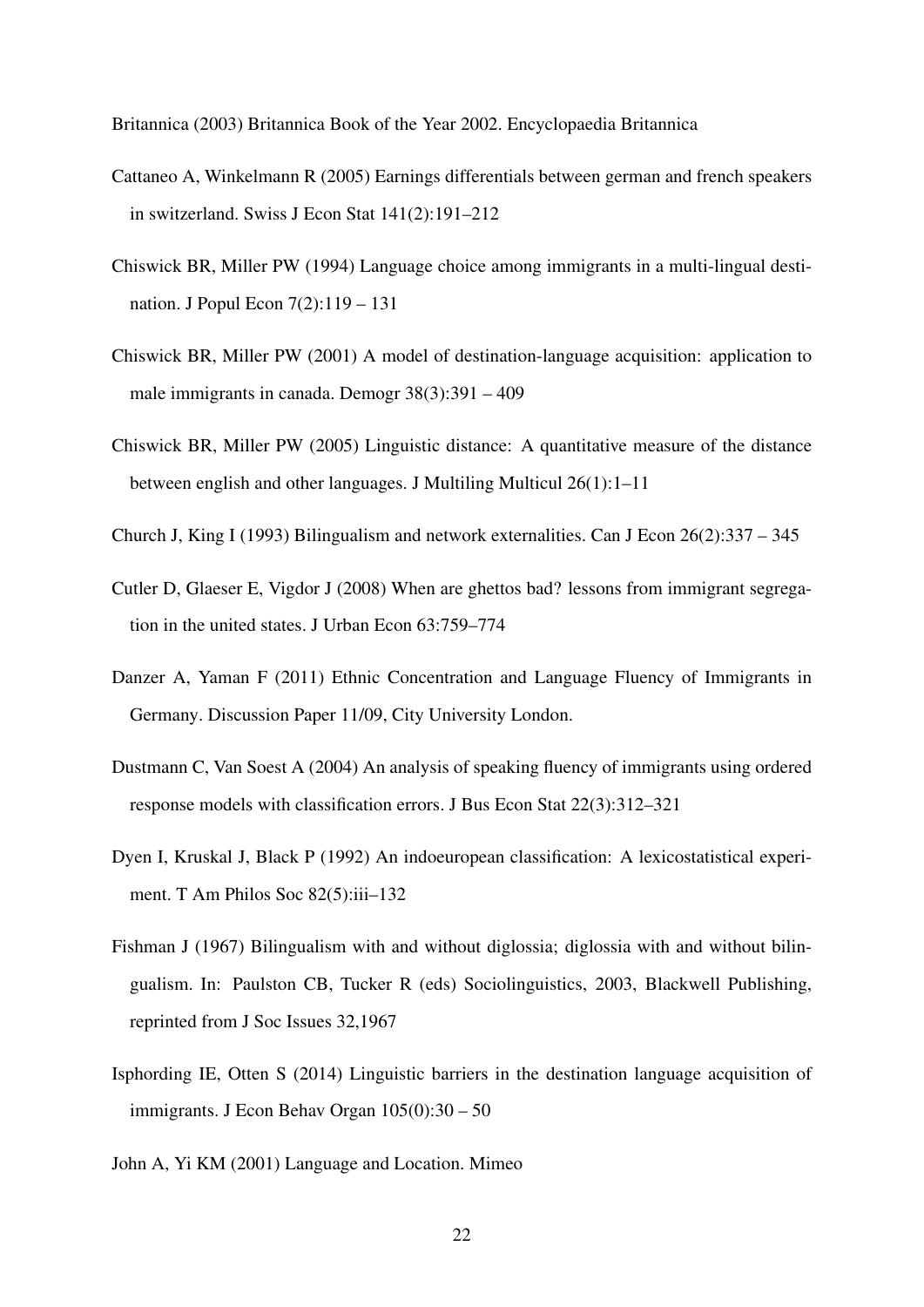Britannica (2003) Britannica Book of the Year 2002. Encyclopaedia Britannica

Cattaneo A, Winkelmann R (2005) Earnings differentials between german and french speakers in switzerland. Swiss J Econ Stat 141(2):191–212

Chiswick BR, Miller PW (1994) Language choice among immigrants in a multi-lingual destination. J Popul Econ 7(2):119 – 131

Chiswick BR, Miller PW (2001) A model of destination-language acquisition: application to male immigrants in canada. Demogr 38(3):391 – 409

Chiswick BR, Miller PW (2005) Linguistic distance: A quantitative measure of the distance between english and other languages. J Multiling Multicul 26(1):1–11

Church J, King I (1993) Bilingualism and network externalities. Can J Econ 26(2):337 – 345

Cutler D, Glaeser E, Vigdor J (2008) When are ghettos bad? lessons from immigrant segregation in the united states. J Urban Econ 63:759–774

Danzer A, Yaman F (2011) Ethnic Concentration and Language Fluency of Immigrants in Germany. Discussion Paper 11/09, City University London.

Dustmann C, Van Soest A (2004) An analysis of speaking fluency of immigrants using ordered response models with classification errors. J Bus Econ Stat 22(3):312–321

Dyen I, Kruskal J, Black P (1992) An indoeuropean classification: A lexicostatistical experiment. T Am Philos Soc 82(5):iii–132

Fishman J (1967) Bilingualism with and without diglossia; diglossia with and without bilingualism. In: Paulston CB, Tucker R (eds) Sociolinguistics, 2003, Blackwell Publishing, reprinted from J Soc Issues 32,1967

Isphording IE, Otten S (2014) Linguistic barriers in the destination language acquisition of immigrants. J Econ Behav Organ 105(0):30 – 50

John A, Yi KM (2001) Language and Location. Mimeo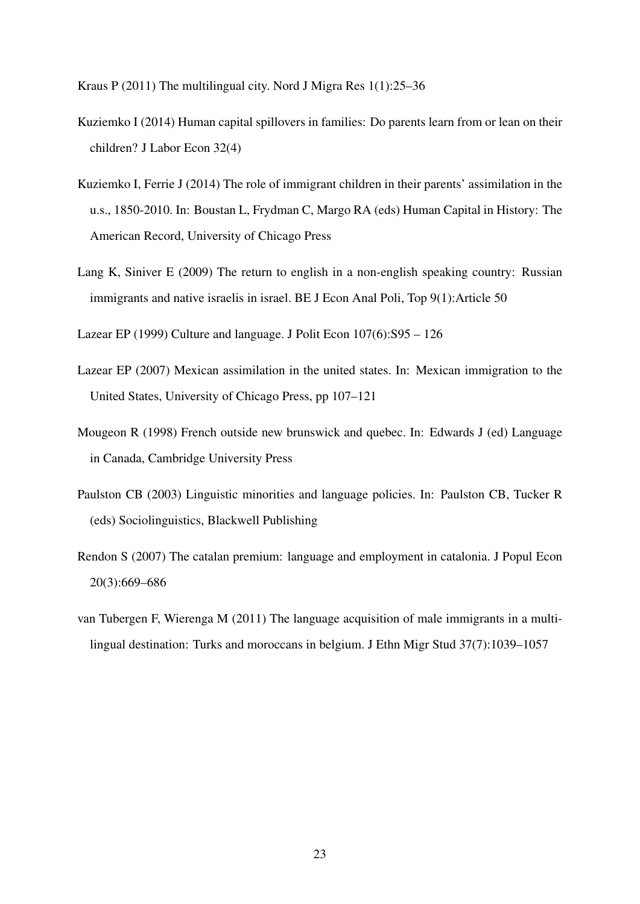Kraus P (2011) The multilingual city. Nord J Migra Res 1(1):25–36

Kuziemko I (2014) Human capital spillovers in families: Do parents learn from or lean on their children? J Labor Econ 32(4)

Kuziemko I, Ferrie J (2014) The role of immigrant children in their parents' assimilation in the u.s., 1850-2010. In: Boustan L, Frydman C, Margo RA (eds) Human Capital in History: The American Record, University of Chicago Press

Lang K, Siniver E (2009) The return to english in a non-english speaking country: Russian immigrants and native israelis in israel. BE J Econ Anal Poli, Top 9(1):Article 50

Lazear EP (1999) Culture and language. J Polit Econ 107(6):S95 – 126

Lazear EP (2007) Mexican assimilation in the united states. In: Mexican immigration to the United States, University of Chicago Press, pp 107–121

Mougeon R (1998) French outside new brunswick and quebec. In: Edwards J (ed) Language in Canada, Cambridge University Press

Paulston CB (2003) Linguistic minorities and language policies. In: Paulston CB, Tucker R (eds) Sociolinguistics, Blackwell Publishing

Rendon S (2007) The catalan premium: language and employment in catalonia. J Popul Econ 20(3):669–686

van Tubergen F, Wierenga M (2011) The language acquisition of male immigrants in a multilingual destination: Turks and moroccans in belgium. J Ethn Migr Stud 37(7):1039–1057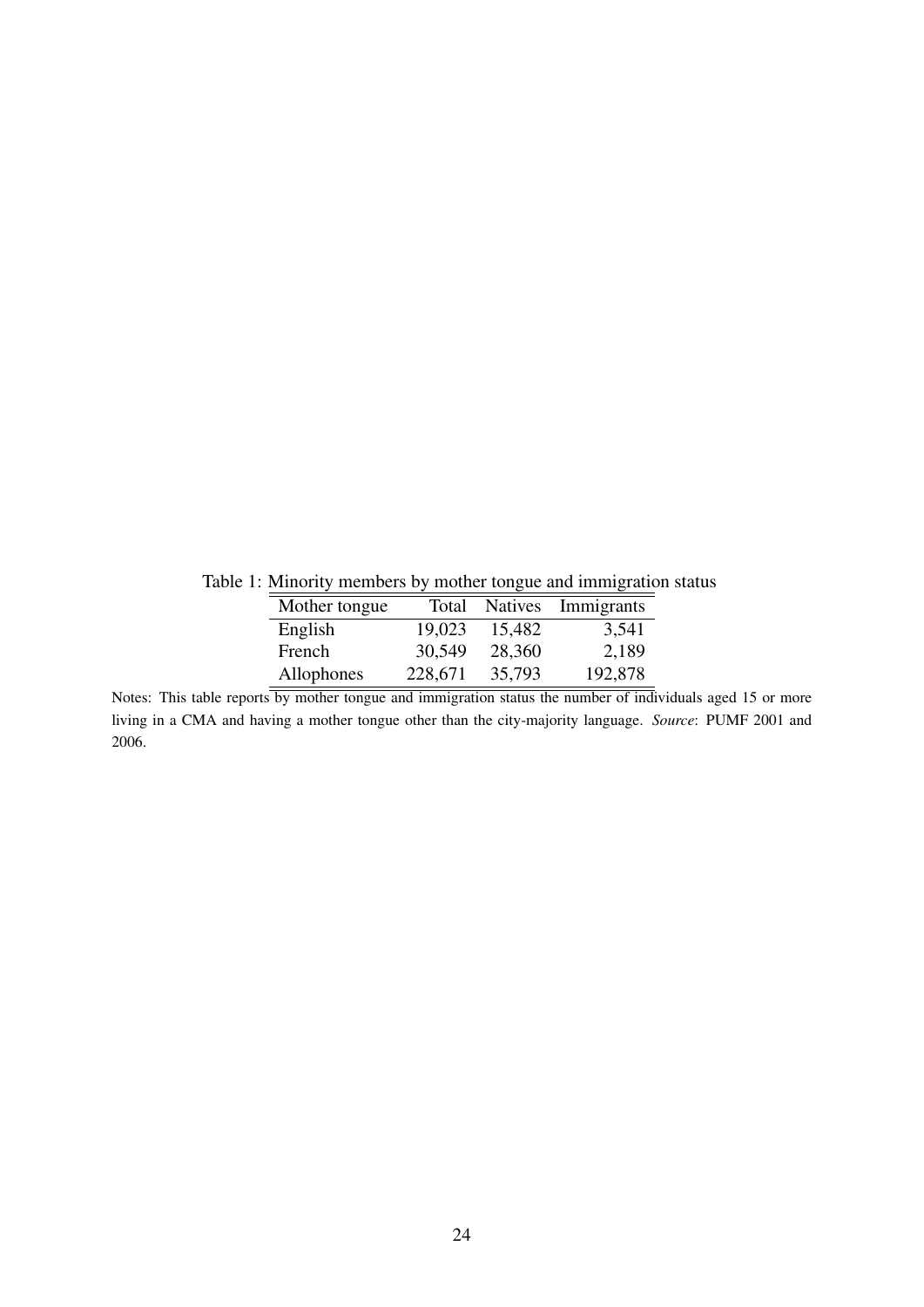Table 1: Minority members by mother tongue and immigration status

| Mother tongue | Total | Natives | Immigrants |
|---|---|---|---|
| English | 19,023 | 15,482 | 3,541 |
| French | 30,549 | 28,360 | 2,189 |
| Allophones | 228,671 | 35,793 | 192,878 |

Notes: This table reports by mother tongue and immigration status the number of individuals aged 15 or more living in a CMA and having a mother tongue other than the city-majority language. *Source*: PUMF 2001 and 2006.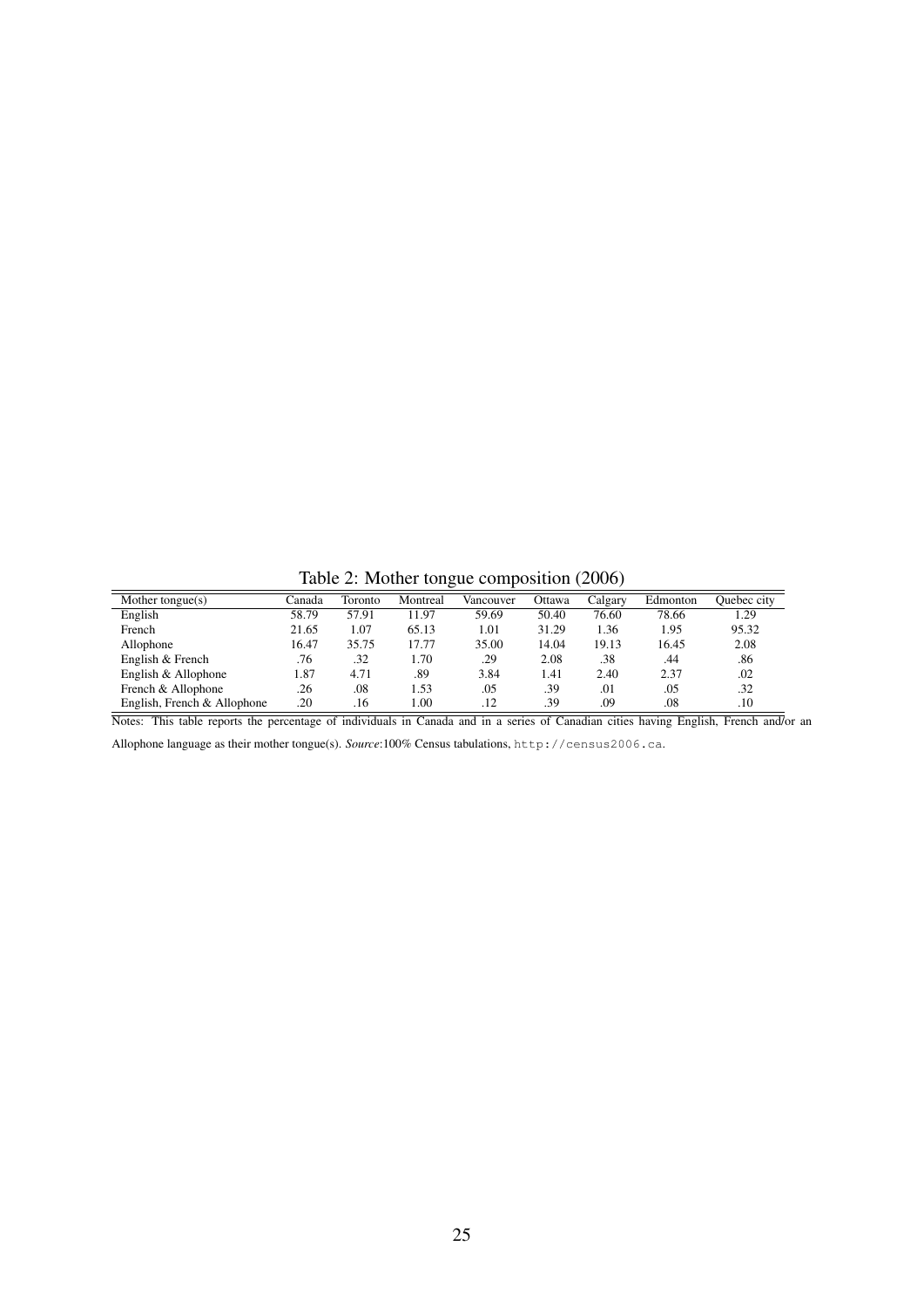Table 2: Mother tongue composition (2006)

| Mother tongue(s) | Canada | Toronto | Montreal | Vancouver | Ottawa | Calgary | Edmonton | Quebec city |
|---|---|---|---|---|---|---|---|---|
| English | 58.79 | 57.91 | 11.97 | 59.69 | 50.40 | 76.60 | 78.66 | 1.29 |
| French | 21.65 | 1.07 | 65.13 | 1.01 | 31.29 | 1.36 | 1.95 | 95.32 |
| Allophone | 16.47 | 35.75 | 17.77 | 35.00 | 14.04 | 19.13 | 16.45 | 2.08 |
| English & French | .76 | .32 | 1.70 | .29 | 2.08 | .38 | .44 | .86 |
| English & Allophone | 1.87 | 4.71 | .89 | 3.84 | 1.41 | 2.40 | 2.37 | .02 |
| French & Allophone | .26 | .08 | 1.53 | .05 | .39 | .01 | .05 | .32 |
| English, French & Allophone | .20 | .16 | 1.00 | .12 | .39 | .09 | .08 | .10 |

Notes: This table reports the percentage of individuals in Canada and in a series of Canadian cities having English, French and/or an Allophone language as their mother tongue(s). *Source*:100% Census tabulations, `http://census2006.ca`.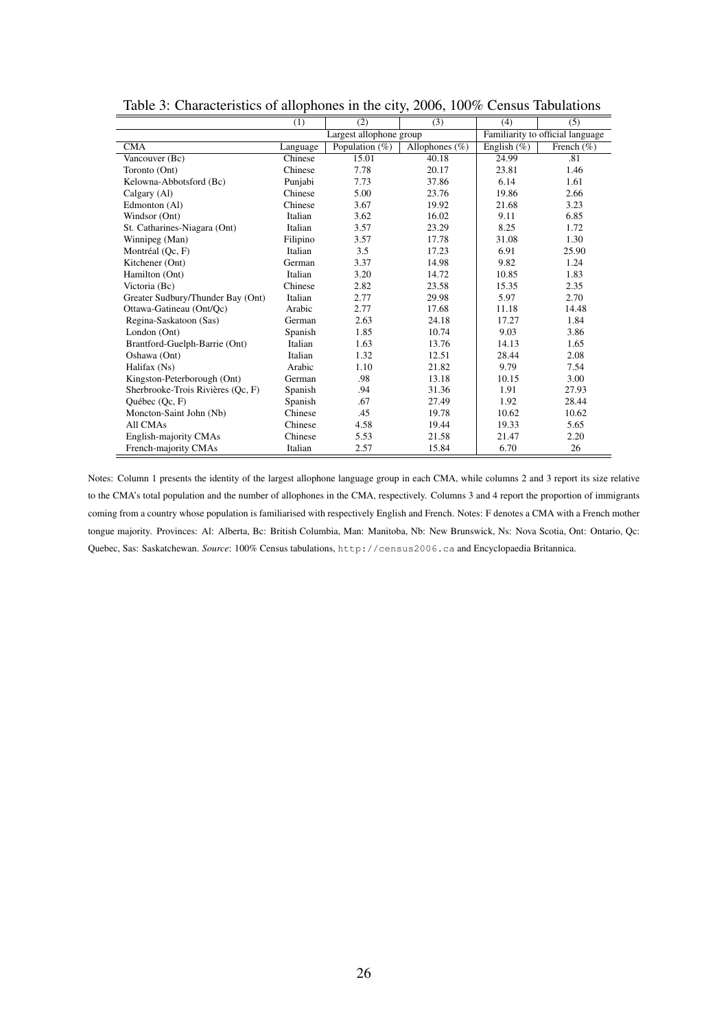Table 3: Characteristics of allophones in the city, 2006, 100% Census Tabulations

| | (1) | (2) | (3) | (4) | (5) |
|---|---|---|---|---|---|
| | Largest allophone group | | | Familiarity to official language | |
| CMA | Language | Population (%) | Allophones (%) | English (%) | French (%) |
| Vancouver (Bc) | Chinese | 15.01 | 40.18 | 24.99 | .81 |
| Toronto (Ont) | Chinese | 7.78 | 20.17 | 23.81 | 1.46 |
| Kelowna-Abbotsford (Bc) | Punjabi | 7.73 | 37.86 | 6.14 | 1.61 |
| Calgary (Al) | Chinese | 5.00 | 23.76 | 19.86 | 2.66 |
| Edmonton (Al) | Chinese | 3.67 | 19.92 | 21.68 | 3.23 |
| Windsor (Ont) | Italian | 3.62 | 16.02 | 9.11 | 6.85 |
| St. Catharines-Niagara (Ont) | Italian | 3.57 | 23.29 | 8.25 | 1.72 |
| Winnipeg (Man) | Filipino | 3.57 | 17.78 | 31.08 | 1.30 |
| Montréal (Qc, F) | Italian | 3.5 | 17.23 | 6.91 | 25.90 |
| Kitchener (Ont) | German | 3.37 | 14.98 | 9.82 | 1.24 |
| Hamilton (Ont) | Italian | 3.20 | 14.72 | 10.85 | 1.83 |
| Victoria (Bc) | Chinese | 2.82 | 23.58 | 15.35 | 2.35 |
| Greater Sudbury/Thunder Bay (Ont) | Italian | 2.77 | 29.98 | 5.97 | 2.70 |
| Ottawa-Gatineau (Ont/Qc) | Arabic | 2.77 | 17.68 | 11.18 | 14.48 |
| Regina-Saskatoon (Sas) | German | 2.63 | 24.18 | 17.27 | 1.84 |
| London (Ont) | Spanish | 1.85 | 10.74 | 9.03 | 3.86 |
| Brantford-Guelph-Barrie (Ont) | Italian | 1.63 | 13.76 | 14.13 | 1.65 |
| Oshawa (Ont) | Italian | 1.32 | 12.51 | 28.44 | 2.08 |
| Halifax (Ns) | Arabic | 1.10 | 21.82 | 9.79 | 7.54 |
| Kingston-Peterborough (Ont) | German | .98 | 13.18 | 10.15 | 3.00 |
| Sherbrooke-Trois Rivières (Qc, F) | Spanish | .94 | 31.36 | 1.91 | 27.93 |
| Québec (Qc, F) | Spanish | .67 | 27.49 | 1.92 | 28.44 |
| Moncton-Saint John (Nb) | Chinese | .45 | 19.78 | 10.62 | 10.62 |
| All CMAs | Chinese | 4.58 | 19.44 | 19.33 | 5.65 |
| English-majority CMAs | Chinese | 5.53 | 21.58 | 21.47 | 2.20 |
| French-majority CMAs | Italian | 2.57 | 15.84 | 6.70 | 26 |

Notes: Column 1 presents the identity of the largest allophone language group in each CMA, while columns 2 and 3 report its size relative to the CMA's total population and the number of allophones in the CMA, respectively. Columns 3 and 4 report the proportion of immigrants coming from a country whose population is familiarised with respectively English and French. Notes: F denotes a CMA with a French mother tongue majority. Provinces: Al: Alberta, Bc: British Columbia, Man: Manitoba, Nb: New Brunswick, Ns: Nova Scotia, Ont: Ontario, Qc: Quebec, Sas: Saskatchewan. *Source*: 100% Census tabulations, `http://census2006.ca` and Encyclopaedia Britannica.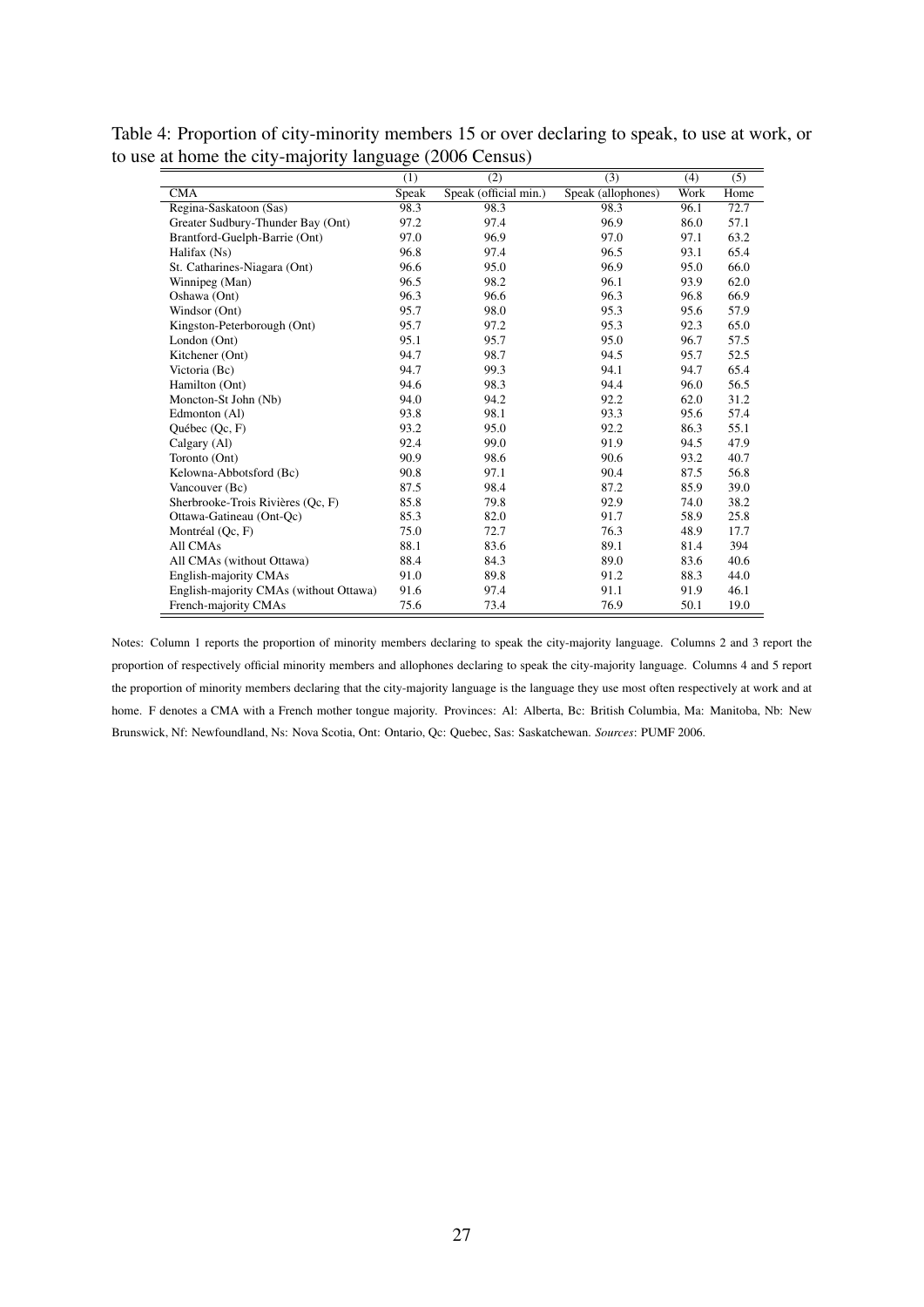Table 4: Proportion of city-minority members 15 or over declaring to speak, to use at work, or to use at home the city-majority language (2006 Census)

| | (1) | (2) | (3) | (4) | (5) |
|---|---|---|---|---|---|
| CMA | Speak | Speak (official min.) | Speak (allophones) | Work | Home |
| Regina-Saskatoon (Sas) | 98.3 | 98.3 | 98.3 | 96.1 | 72.7 |
| Greater Sudbury-Thunder Bay (Ont) | 97.2 | 97.4 | 96.9 | 86.0 | 57.1 |
| Brantford-Guelph-Barrie (Ont) | 97.0 | 96.9 | 97.0 | 97.1 | 63.2 |
| Halifax (Ns) | 96.8 | 97.4 | 96.5 | 93.1 | 65.4 |
| St. Catharines-Niagara (Ont) | 96.6 | 95.0 | 96.9 | 95.0 | 66.0 |
| Winnipeg (Man) | 96.5 | 98.2 | 96.1 | 93.9 | 62.0 |
| Oshawa (Ont) | 96.3 | 96.6 | 96.3 | 96.8 | 66.9 |
| Windsor (Ont) | 95.7 | 98.0 | 95.3 | 95.6 | 57.9 |
| Kingston-Peterborough (Ont) | 95.7 | 97.2 | 95.3 | 92.3 | 65.0 |
| London (Ont) | 95.1 | 95.7 | 95.0 | 96.7 | 57.5 |
| Kitchener (Ont) | 94.7 | 98.7 | 94.5 | 95.7 | 52.5 |
| Victoria (Bc) | 94.7 | 99.3 | 94.1 | 94.7 | 65.4 |
| Hamilton (Ont) | 94.6 | 98.3 | 94.4 | 96.0 | 56.5 |
| Moncton-St John (Nb) | 94.0 | 94.2 | 92.2 | 62.0 | 31.2 |
| Edmonton (Al) | 93.8 | 98.1 | 93.3 | 95.6 | 57.4 |
| Québec (Qc, F) | 93.2 | 95.0 | 92.2 | 86.3 | 55.1 |
| Calgary (Al) | 92.4 | 99.0 | 91.9 | 94.5 | 47.9 |
| Toronto (Ont) | 90.9 | 98.6 | 90.6 | 93.2 | 40.7 |
| Kelowna-Abbotsford (Bc) | 90.8 | 97.1 | 90.4 | 87.5 | 56.8 |
| Vancouver (Bc) | 87.5 | 98.4 | 87.2 | 85.9 | 39.0 |
| Sherbrooke-Trois Rivières (Qc, F) | 85.8 | 79.8 | 92.9 | 74.0 | 38.2 |
| Ottawa-Gatineau (Ont-Qc) | 85.3 | 82.0 | 91.7 | 58.9 | 25.8 |
| Montréal (Qc, F) | 75.0 | 72.7 | 76.3 | 48.9 | 17.7 |
| All CMAs | 88.1 | 83.6 | 89.1 | 81.4 | 394 |
| All CMAs (without Ottawa) | 88.4 | 84.3 | 89.0 | 83.6 | 40.6 |
| English-majority CMAs | 91.0 | 89.8 | 91.2 | 88.3 | 44.0 |
| English-majority CMAs (without Ottawa) | 91.6 | 97.4 | 91.1 | 91.9 | 46.1 |
| French-majority CMAs | 75.6 | 73.4 | 76.9 | 50.1 | 19.0 |

Notes: Column 1 reports the proportion of minority members declaring to speak the city-majority language. Columns 2 and 3 report the proportion of respectively official minority members and allophones declaring to speak the city-majority language. Columns 4 and 5 report the proportion of minority members declaring that the city-majority language is the language they use most often respectively at work and at home. F denotes a CMA with a French mother tongue majority. Provinces: Al: Alberta, Bc: British Columbia, Ma: Manitoba, Nb: New Brunswick, Nf: Newfoundland, Ns: Nova Scotia, Ont: Ontario, Qc: Quebec, Sas: Saskatchewan. *Sources*: PUMF 2006.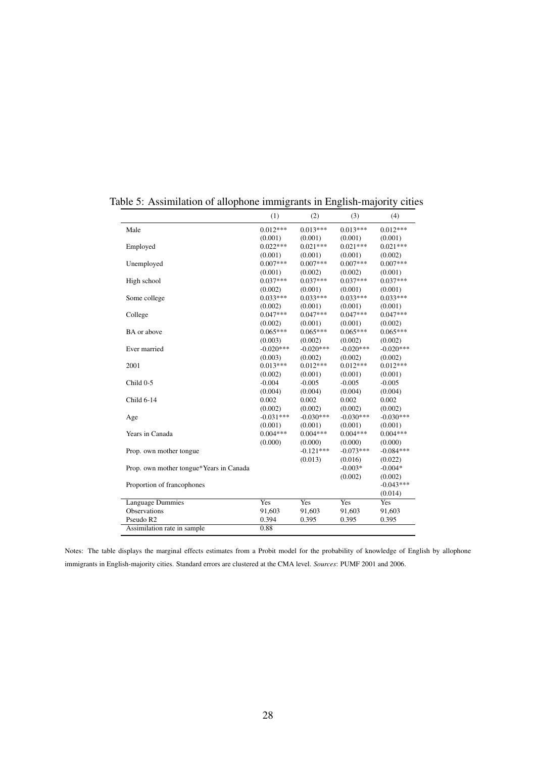Table 5: Assimilation of allophone immigrants in English-majority cities

| | (1) | (2) | (3) | (4) |
|---|---|---|---|---|
| Male | 0.012*** | 0.013*** | 0.013*** | 0.012*** |
| | (0.001) | (0.001) | (0.001) | (0.001) |
| Employed | 0.022*** | 0.021*** | 0.021*** | 0.021*** |
| | (0.001) | (0.001) | (0.001) | (0.002) |
| Unemployed | 0.007*** | 0.007*** | 0.007*** | 0.007*** |
| | (0.001) | (0.002) | (0.002) | (0.001) |
| High school | 0.037*** | 0.037*** | 0.037*** | 0.037*** |
| | (0.002) | (0.001) | (0.001) | (0.001) |
| Some college | 0.033*** | 0.033*** | 0.033*** | 0.033*** |
| | (0.002) | (0.001) | (0.001) | (0.001) |
| College | 0.047*** | 0.047*** | 0.047*** | 0.047*** |
| | (0.002) | (0.001) | (0.001) | (0.002) |
| BA or above | 0.065*** | 0.065*** | 0.065*** | 0.065*** |
| | (0.003) | (0.002) | (0.002) | (0.002) |
| Ever married | -0.020*** | -0.020*** | -0.020*** | -0.020*** |
| | (0.003) | (0.002) | (0.002) | (0.002) |
| 2001 | 0.013*** | 0.012*** | 0.012*** | 0.012*** |
| | (0.002) | (0.001) | (0.001) | (0.001) |
| Child 0-5 | -0.004 | -0.005 | -0.005 | -0.005 |
| | (0.004) | (0.004) | (0.004) | (0.004) |
| Child 6-14 | 0.002 | 0.002 | 0.002 | 0.002 |
| | (0.002) | (0.002) | (0.002) | (0.002) |
| Age | -0.031*** | -0.030*** | -0.030*** | -0.030*** |
| | (0.001) | (0.001) | (0.001) | (0.001) |
| Years in Canada | 0.004*** | 0.004*** | 0.004*** | 0.004*** |
| | (0.000) | (0.000) | (0.000) | (0.000) |
| Prop. own mother tongue | | -0.121*** | -0.073*** | -0.084*** |
| | | (0.013) | (0.016) | (0.022) |
| Prop. own mother tongue*Years in Canada | | | -0.003* | -0.004* |
| | | | (0.002) | (0.002) |
| Proportion of francophones | | | | -0.043*** |
| | | | | (0.014) |
| Language Dummies | Yes | Yes | Yes | Yes |
| Observations | 91,603 | 91,603 | 91,603 | 91,603 |
| Pseudo R2 | 0.394 | 0.395 | 0.395 | 0.395 |
| Assimilation rate in sample | 0.88 | | | |

Notes: The table displays the marginal effects estimates from a Probit model for the probability of knowledge of English by allophone immigrants in English-majority cities. Standard errors are clustered at the CMA level. *Sources*: PUMF 2001 and 2006.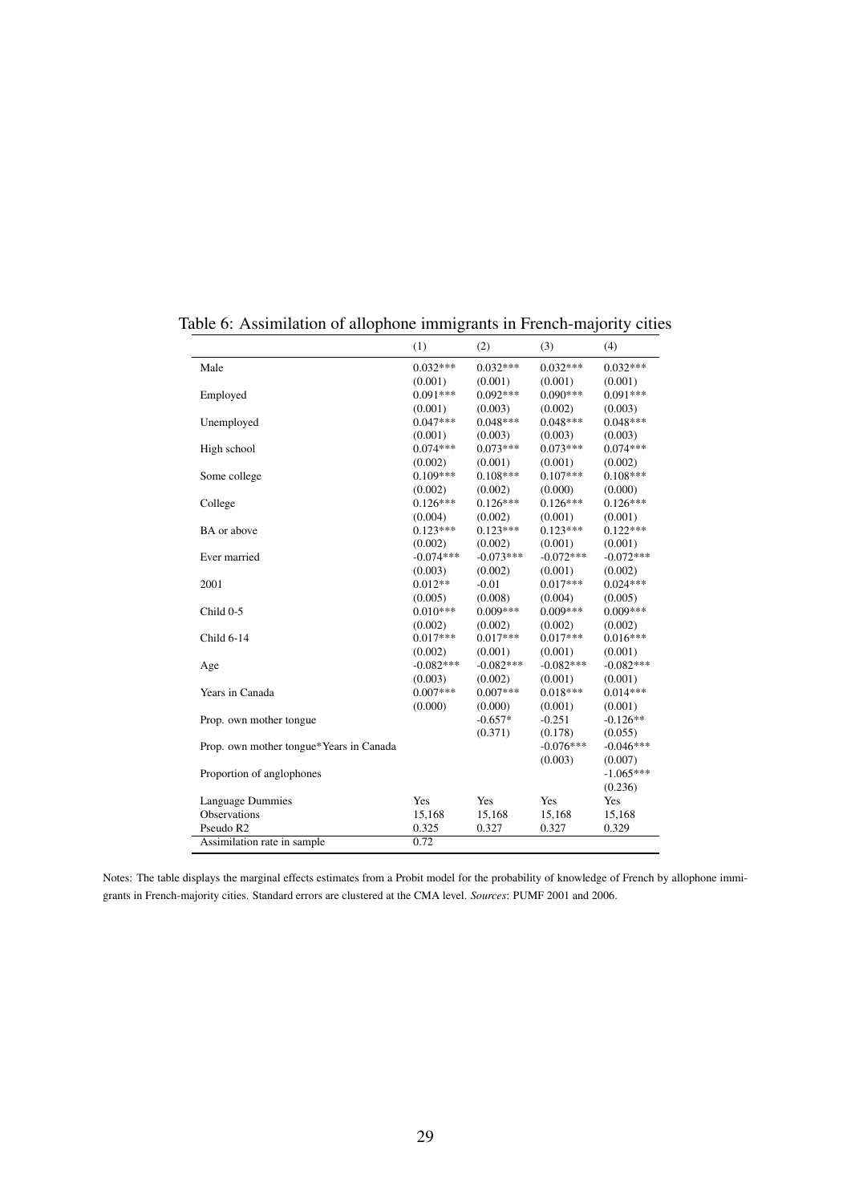Table 6: Assimilation of allophone immigrants in French-majority cities

| | (1) | (2) | (3) | (4) |
|---|---|---|---|---|
| Male | 0.032*** | 0.032*** | 0.032*** | 0.032*** |
| | (0.001) | (0.001) | (0.001) | (0.001) |
| Employed | 0.091*** | 0.092*** | 0.090*** | 0.091*** |
| | (0.001) | (0.003) | (0.002) | (0.003) |
| Unemployed | 0.047*** | 0.048*** | 0.048*** | 0.048*** |
| | (0.001) | (0.003) | (0.003) | (0.003) |
| High school | 0.074*** | 0.073*** | 0.073*** | 0.074*** |
| | (0.002) | (0.001) | (0.001) | (0.002) |
| Some college | 0.109*** | 0.108*** | 0.107*** | 0.108*** |
| | (0.002) | (0.002) | (0.000) | (0.000) |
| College | 0.126*** | 0.126*** | 0.126*** | 0.126*** |
| | (0.004) | (0.002) | (0.001) | (0.001) |
| BA or above | 0.123*** | 0.123*** | 0.123*** | 0.122*** |
| | (0.002) | (0.002) | (0.001) | (0.001) |
| Ever married | -0.074*** | -0.073*** | -0.072*** | -0.072*** |
| | (0.003) | (0.002) | (0.001) | (0.002) |
| 2001 | 0.012** | -0.01 | 0.017*** | 0.024*** |
| | (0.005) | (0.008) | (0.004) | (0.005) |
| Child 0-5 | 0.010*** | 0.009*** | 0.009*** | 0.009*** |
| | (0.002) | (0.002) | (0.002) | (0.002) |
| Child 6-14 | 0.017*** | 0.017*** | 0.017*** | 0.016*** |
| | (0.002) | (0.001) | (0.001) | (0.001) |
| Age | -0.082*** | -0.082*** | -0.082*** | -0.082*** |
| | (0.003) | (0.002) | (0.001) | (0.001) |
| Years in Canada | 0.007*** | 0.007*** | 0.018*** | 0.014*** |
| | (0.000) | (0.000) | (0.001) | (0.001) |
| Prop. own mother tongue | | -0.657* | -0.251 | -0.126** |
| | | (0.371) | (0.178) | (0.055) |
| Prop. own mother tongue*Years in Canada | | | -0.076*** | -0.046*** |
| | | | (0.003) | (0.007) |
| Proportion of anglophones | | | | -1.065*** |
| | | | | (0.236) |
| Language Dummies | Yes | Yes | Yes | Yes |
| Observations | 15,168 | 15,168 | 15,168 | 15,168 |
| Pseudo R2 | 0.325 | 0.327 | 0.327 | 0.329 |
| Assimilation rate in sample | 0.72 | | | |

Notes: The table displays the marginal effects estimates from a Probit model for the probability of knowledge of French by allophone immigrants in French-majority cities. Standard errors are clustered at the CMA level. *Sources*: PUMF 2001 and 2006.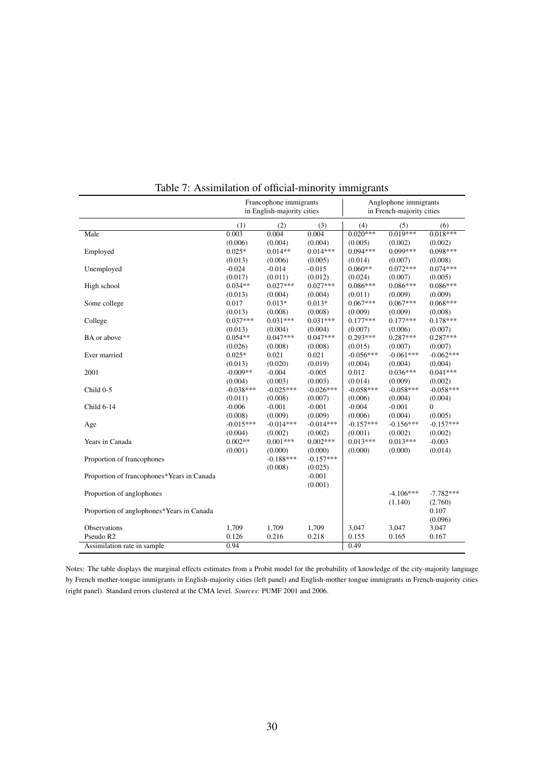Table 7: Assimilation of official-minority immigrants

| | Francophone immigrants in English-majority cities | | | Anglophone immigrants in French-majority cities | | |
|---|---|---|---|---|---|---|
| | (1) | (2) | (3) | (4) | (5) | (6) |
| Male | 0.003 | 0.004 | 0.004 | 0.020*** | 0.019*** | 0.018*** |
| | (0.006) | (0.004) | (0.004) | (0.005) | (0.002) | (0.002) |
| Employed | 0.025* | 0.014** | 0.014*** | 0.094*** | 0.099*** | 0.098*** |
| | (0.013) | (0.006) | (0.005) | (0.014) | (0.007) | (0.008) |
| Unemployed | -0.024 | -0.014 | -0.015 | 0.060** | 0.072*** | 0.074*** |
| | (0.017) | (0.011) | (0.012) | (0.024) | (0.007) | (0.005) |
| High school | 0.034** | 0.027*** | 0.027*** | 0.086*** | 0.086*** | 0.086*** |
| | (0.013) | (0.004) | (0.004) | (0.011) | (0.009) | (0.009) |
| Some college | 0.017 | 0.013* | 0.013* | 0.067*** | 0.067*** | 0.068*** |
| | (0.013) | (0.008) | (0.008) | (0.009) | (0.009) | (0.008) |
| College | 0.037*** | 0.031*** | 0.031*** | 0.177*** | 0.177*** | 0.178*** |
| | (0.013) | (0.004) | (0.004) | (0.007) | (0.006) | (0.007) |
| BA or above | 0.054** | 0.047*** | 0.047*** | 0.293*** | 0.287*** | 0.287*** |
| | (0.026) | (0.008) | (0.008) | (0.015) | (0.007) | (0.007) |
| Ever married | 0.025* | 0.021 | 0.021 | -0.056*** | -0.061*** | -0.062*** |
| | (0.013) | (0.020) | (0.019) | (0.004) | (0.004) | (0.004) |
| 2001 | -0.009** | -0.004 | -0.005 | 0.012 | 0.036*** | 0.041*** |
| | (0.004) | (0.003) | (0.003) | (0.014) | (0.009) | (0.002) |
| Child 0-5 | -0.038*** | -0.025*** | -0.026*** | -0.058*** | -0.058*** | -0.058*** |
| | (0.011) | (0.008) | (0.007) | (0.006) | (0.004) | (0.004) |
| Child 6-14 | -0.006 | -0.001 | -0.001 | -0.004 | -0.001 | 0 |
| | (0.008) | (0.009) | (0.009) | (0.006) | (0.004) | (0.005) |
| Age | -0.015*** | -0.014*** | -0.014*** | -0.157*** | -0.156*** | -0.157*** |
| | (0.004) | (0.002) | (0.002) | (0.001) | (0.002) | (0.002) |
| Years in Canada | 0.002** | 0.001*** | 0.002*** | 0.013*** | 0.013*** | -0.003 |
| | (0.001) | (0.000) | (0.000) | (0.000) | (0.000) | (0.014) |
| Proportion of francophones | | -0.188*** | -0.157*** | | | |
| | | (0.008) | (0.025) | | | |
| Proportion of francophones*Years in Canada | | | -0.001 | | | |
| | | | (0.001) | | | |
| Proportion of anglophones | | | | | -4.106*** | -7.782*** |
| | | | | | (1.140) | (2.760) |
| Proportion of anglophones*Years in Canada | | | | | | 0.107 |
| | | | | | | (0.096) |
| Observations | 1,709 | 1,709 | 1,709 | 3,047 | 3,047 | 3,047 |
| Pseudo R2 | 0.126 | 0.216 | 0.218 | 0.155 | 0.165 | 0.167 |
| Assimilation rate in sample | 0.94 | | | 0.49 | | |

Notes: The table displays the marginal effects estimates from a Probit model for the probability of knowledge of the city-majority language by French mother-tongue immigrants in English-majority cities (left panel) and English-mother tongue immigrants in French-majority cities (right panel). Standard errors clustered at the CMA level. *Sources*: PUMF 2001 and 2006.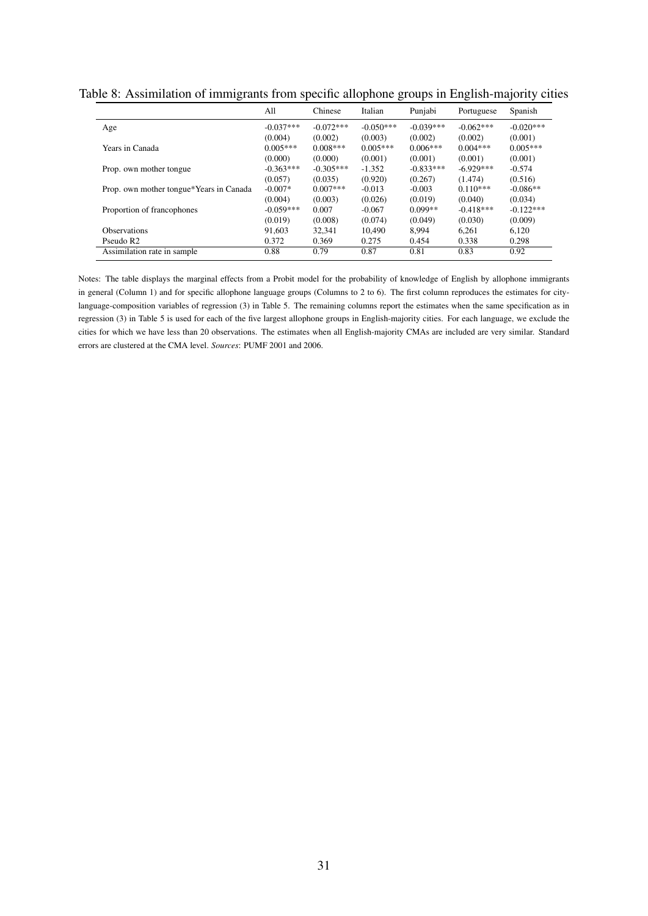Table 8: Assimilation of immigrants from specific allophone groups in English-majority cities

| | All | Chinese | Italian | Punjabi | Portuguese | Spanish |
|---|---|---|---|---|---|---|
| Age | -0.037*** | -0.072*** | -0.050*** | -0.039*** | -0.062*** | -0.020*** |
| | (0.004) | (0.002) | (0.003) | (0.002) | (0.002) | (0.001) |
| Years in Canada | 0.005*** | 0.008*** | 0.005*** | 0.006*** | 0.004*** | 0.005*** |
| | (0.000) | (0.000) | (0.001) | (0.001) | (0.001) | (0.001) |
| Prop. own mother tongue | -0.363*** | -0.305*** | -1.352 | -0.833*** | -6.929*** | -0.574 |
| | (0.057) | (0.035) | (0.920) | (0.267) | (1.474) | (0.516) |
| Prop. own mother tongue*Years in Canada | -0.007* | 0.007*** | -0.013 | -0.003 | 0.110*** | -0.086** |
| | (0.004) | (0.003) | (0.026) | (0.019) | (0.040) | (0.034) |
| Proportion of francophones | -0.059*** | 0.007 | -0.067 | 0.099** | -0.418*** | -0.122*** |
| | (0.019) | (0.008) | (0.074) | (0.049) | (0.030) | (0.009) |
| Observations | 91,603 | 32,341 | 10,490 | 8,994 | 6,261 | 6,120 |
| Pseudo R2 | 0.372 | 0.369 | 0.275 | 0.454 | 0.338 | 0.298 |
| Assimilation rate in sample | 0.88 | 0.79 | 0.87 | 0.81 | 0.83 | 0.92 |

Notes: The table displays the marginal effects from a Probit model for the probability of knowledge of English by allophone immigrants in general (Column 1) and for specific allophone language groups (Columns to 2 to 6). The first column reproduces the estimates for city-language-composition variables of regression (3) in Table 5. The remaining columns report the estimates when the same specification as in regression (3) in Table 5 is used for each of the five largest allophone groups in English-majority cities. For each language, we exclude the cities for which we have less than 20 observations. The estimates when all English-majority CMAs are included are very similar. Standard errors are clustered at the CMA level. *Sources*: PUMF 2001 and 2006.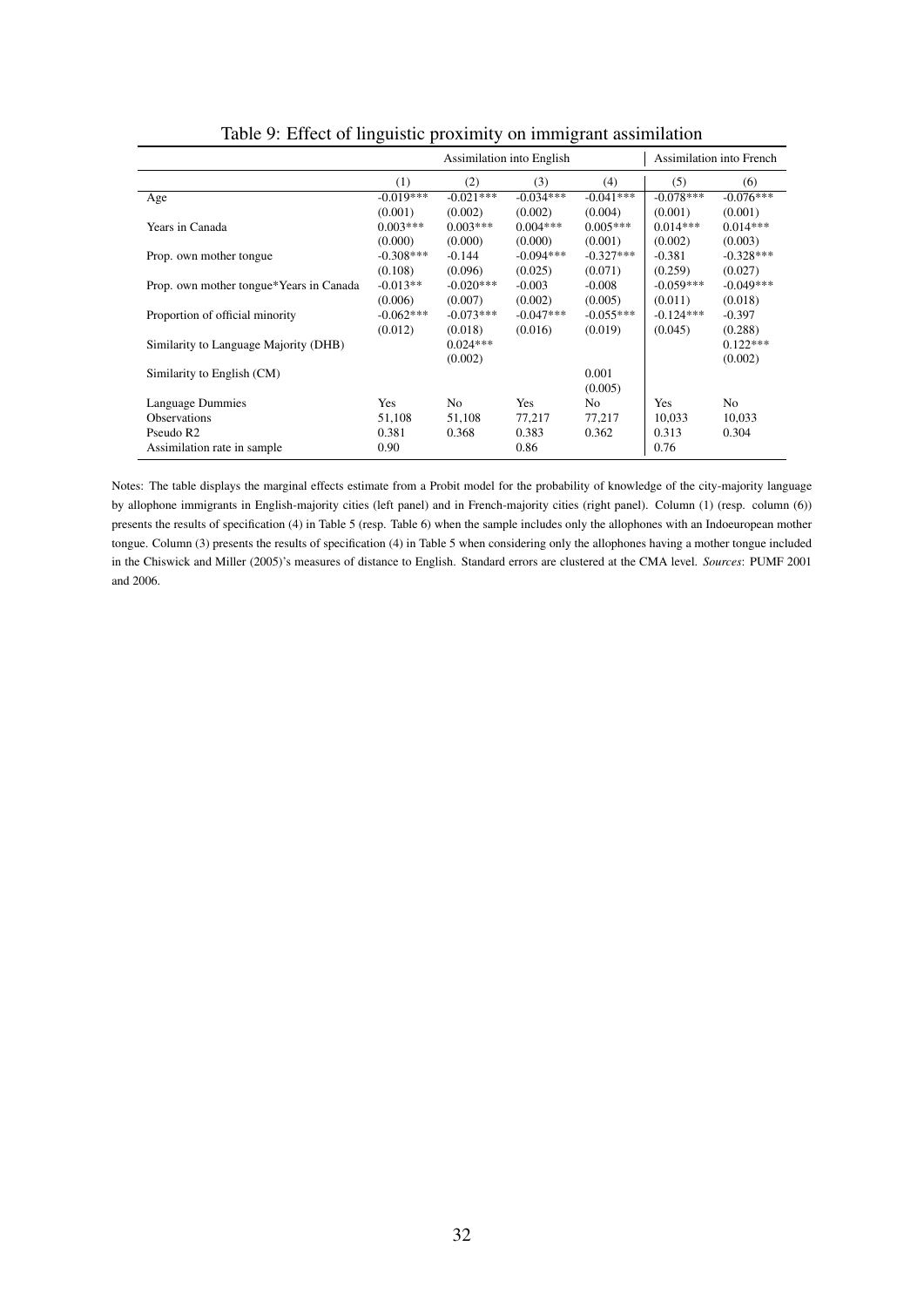Table 9: Effect of linguistic proximity on immigrant assimilation

| | Assimilation into English | | | | Assimilation into French | |
|---|---|---|---|---|---|---|
| | (1) | (2) | (3) | (4) | (5) | (6) |
| Age | -0.019*** | -0.021*** | -0.034*** | -0.041*** | -0.078*** | -0.076*** |
| | (0.001) | (0.002) | (0.002) | (0.004) | (0.001) | (0.001) |
| Years in Canada | 0.003*** | 0.003*** | 0.004*** | 0.005*** | 0.014*** | 0.014*** |
| | (0.000) | (0.000) | (0.000) | (0.001) | (0.002) | (0.003) |
| Prop. own mother tongue | -0.308*** | -0.144 | -0.094*** | -0.327*** | -0.381 | -0.328*** |
| | (0.108) | (0.096) | (0.025) | (0.071) | (0.259) | (0.027) |
| Prop. own mother tongue*Years in Canada | -0.013** | -0.020*** | -0.003 | -0.008 | -0.059*** | -0.049*** |
| | (0.006) | (0.007) | (0.002) | (0.005) | (0.011) | (0.018) |
| Proportion of official minority | -0.062*** | -0.073*** | -0.047*** | -0.055*** | -0.124*** | -0.397 |
| | (0.012) | (0.018) | (0.016) | (0.019) | (0.045) | (0.288) |
| Similarity to Language Majority (DHB) | | 0.024*** | | | | 0.122*** |
| | | (0.002) | | | | (0.002) |
| Similarity to English (CM) | | | | 0.001 | | |
| | | | | (0.005) | | |
| Language Dummies | Yes | No | Yes | No | Yes | No |
| Observations | 51,108 | 51,108 | 77,217 | 77,217 | 10,033 | 10,033 |
| Pseudo R2 | 0.381 | 0.368 | 0.383 | 0.362 | 0.313 | 0.304 |
| Assimilation rate in sample | 0.90 | | 0.86 | | 0.76 | |

Notes: The table displays the marginal effects estimate from a Probit model for the probability of knowledge of the city-majority language by allophone immigrants in English-majority cities (left panel) and in French-majority cities (right panel). Column (1) (resp. column (6)) presents the results of specification (4) in Table 5 (resp. Table 6) when the sample includes only the allophones with an Indoeuropean mother tongue. Column (3) presents the results of specification (4) in Table 5 when considering only the allophones having a mother tongue included in the Chiswick and Miller (2005)'s measures of distance to English. Standard errors are clustered at the CMA level. *Sources*: PUMF 2001 and 2006.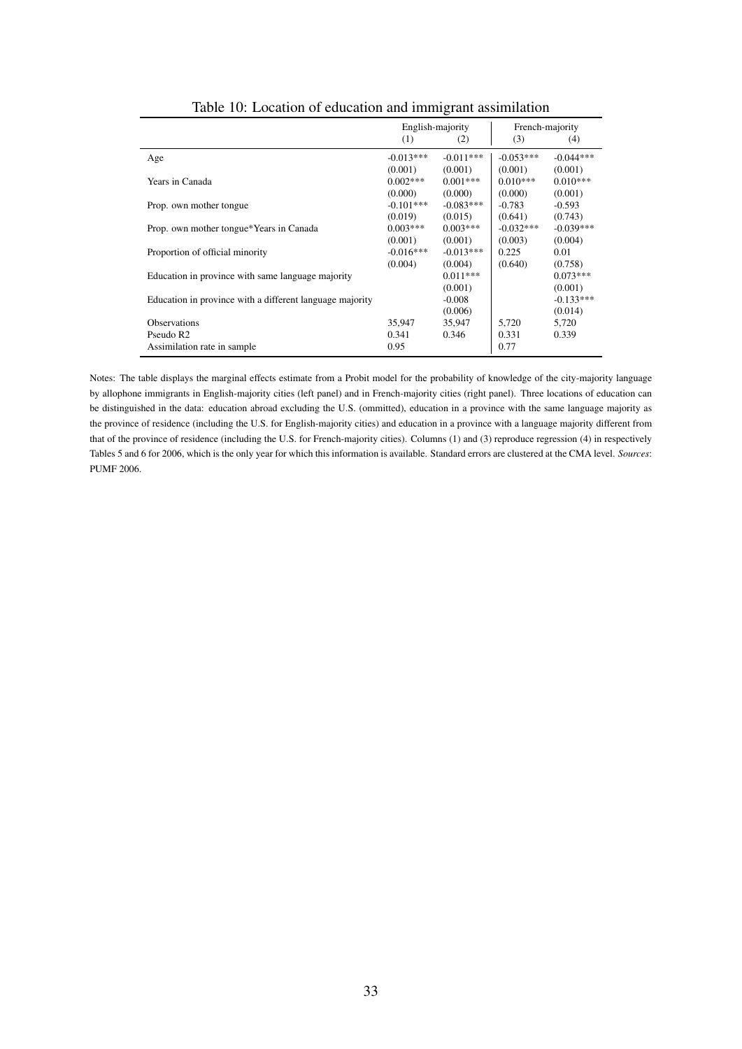Table 10: Location of education and immigrant assimilation

| | English-majority | | French-majority | |
|---|---|---|---|---|
| | (1) | (2) | (3) | (4) |
| Age | -0.013*** | -0.011*** | -0.053*** | -0.044*** |
| | (0.001) | (0.001) | (0.001) | (0.001) |
| Years in Canada | 0.002*** | 0.001*** | 0.010*** | 0.010*** |
| | (0.000) | (0.000) | (0.000) | (0.001) |
| Prop. own mother tongue | -0.101*** | -0.083*** | -0.783 | -0.593 |
| | (0.019) | (0.015) | (0.641) | (0.743) |
| Prop. own mother tongue*Years in Canada | 0.003*** | 0.003*** | -0.032*** | -0.039*** |
| | (0.001) | (0.001) | (0.003) | (0.004) |
| Proportion of official minority | -0.016*** | -0.013*** | 0.225 | 0.01 |
| | (0.004) | (0.004) | (0.640) | (0.758) |
| Education in province with same language majority | | 0.011*** | | 0.073*** |
| | | (0.001) | | (0.001) |
| Education in province with a different language majority | | -0.008 | | -0.133*** |
| | | (0.006) | | (0.014) |
| Observations | 35,947 | 35,947 | 5,720 | 5,720 |
| Pseudo R2 | 0.341 | 0.346 | 0.331 | 0.339 |
| Assimilation rate in sample | 0.95 | | 0.77 | |

Notes: The table displays the marginal effects estimate from a Probit model for the probability of knowledge of the city-majority language by allophone immigrants in English-majority cities (left panel) and in French-majority cities (right panel). Three locations of education can be distinguished in the data: education abroad excluding the U.S. (ommitted), education in a province with the same language majority as the province of residence (including the U.S. for English-majority cities) and education in a province with a language majority different from that of the province of residence (including the U.S. for French-majority cities). Columns (1) and (3) reproduce regression (4) in respectively Tables 5 and 6 for 2006, which is the only year for which this information is available. Standard errors are clustered at the CMA level. *Sources*: PUMF 2006.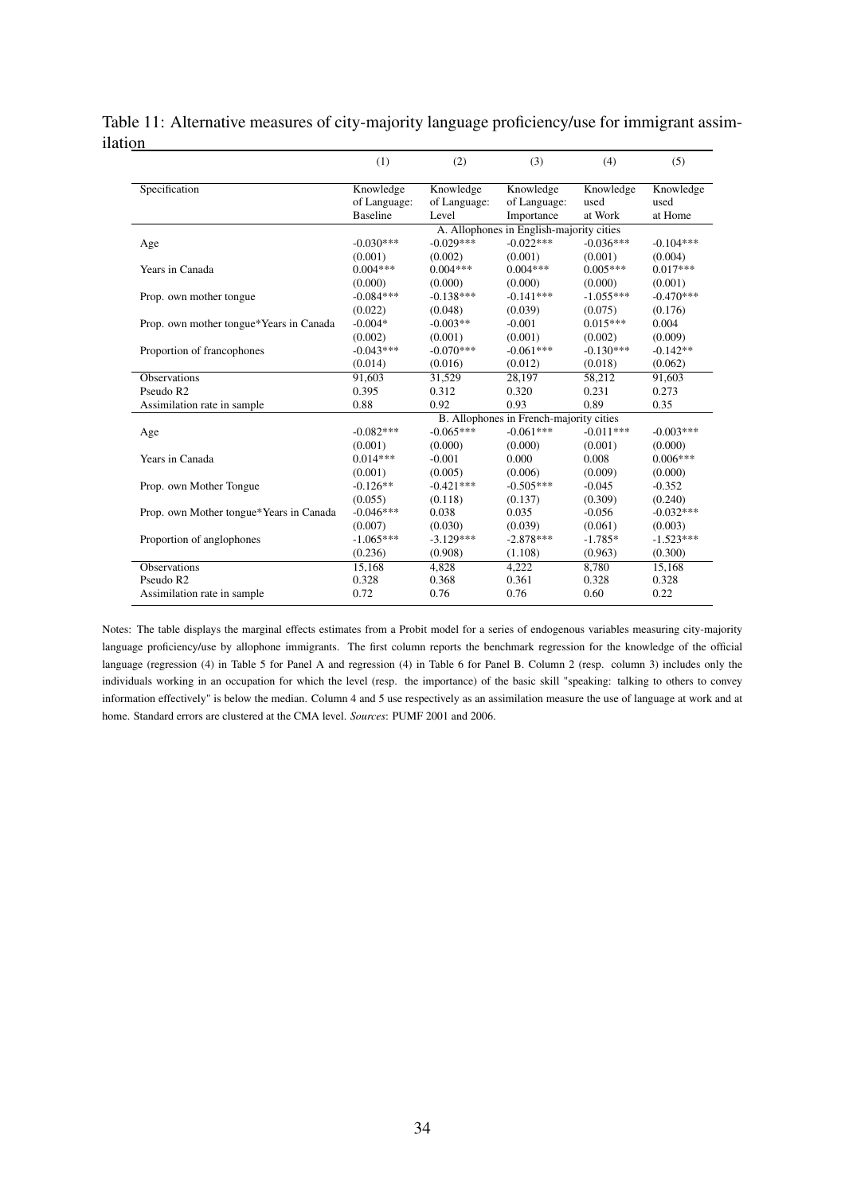Table 11: Alternative measures of city-majority language proficiency/use for immigrant assimilation

| | (1) | (2) | (3) | (4) | (5) |
|---|---|---|---|---|---|
| Specification | Knowledge of Language: Baseline | Knowledge of Language: Level | Knowledge of Language: Importance | Knowledge used at Work | Knowledge used at Home |
| | A. Allophones in English-majority cities | | | | |
| Age | -0.030*** | -0.029*** | -0.022*** | -0.036*** | -0.104*** |
| | (0.001) | (0.002) | (0.001) | (0.001) | (0.004) |
| Years in Canada | 0.004*** | 0.004*** | 0.004*** | 0.005*** | 0.017*** |
| | (0.000) | (0.000) | (0.000) | (0.000) | (0.001) |
| Prop. own mother tongue | -0.084*** | -0.138*** | -0.141*** | -1.055*** | -0.470*** |
| | (0.022) | (0.048) | (0.039) | (0.075) | (0.176) |
| Prop. own mother tongue*Years in Canada | -0.004* | -0.003** | -0.001 | 0.015*** | 0.004 |
| | (0.002) | (0.001) | (0.001) | (0.002) | (0.009) |
| Proportion of francophones | -0.043*** | -0.070*** | -0.061*** | -0.130*** | -0.142** |
| | (0.014) | (0.016) | (0.012) | (0.018) | (0.062) |
| Observations | 91,603 | 31,529 | 28,197 | 58,212 | 91,603 |
| Pseudo R2 | 0.395 | 0.312 | 0.320 | 0.231 | 0.273 |
| Assimilation rate in sample | 0.88 | 0.92 | 0.93 | 0.89 | 0.35 |
| | B. Allophones in French-majority cities | | | | |
| Age | -0.082*** | -0.065*** | -0.061*** | -0.011*** | -0.003*** |
| | (0.001) | (0.000) | (0.000) | (0.001) | (0.000) |
| Years in Canada | 0.014*** | -0.001 | 0.000 | 0.008 | 0.006*** |
| | (0.001) | (0.005) | (0.006) | (0.009) | (0.000) |
| Prop. own Mother Tongue | -0.126** | -0.421*** | -0.505*** | -0.045 | -0.352 |
| | (0.055) | (0.118) | (0.137) | (0.309) | (0.240) |
| Prop. own Mother tongue*Years in Canada | -0.046*** | 0.038 | 0.035 | -0.056 | -0.032*** |
| | (0.007) | (0.030) | (0.039) | (0.061) | (0.003) |
| Proportion of anglophones | -1.065*** | -3.129*** | -2.878*** | -1.785* | -1.523*** |
| | (0.236) | (0.908) | (1.108) | (0.963) | (0.300) |
| Observations | 15,168 | 4,828 | 4,222 | 8,780 | 15,168 |
| Pseudo R2 | 0.328 | 0.368 | 0.361 | 0.328 | 0.328 |
| Assimilation rate in sample | 0.72 | 0.76 | 0.76 | 0.60 | 0.22 |

Notes: The table displays the marginal effects estimates from a Probit model for a series of endogenous variables measuring city-majority language proficiency/use by allophone immigrants. The first column reports the benchmark regression for the knowledge of the official language (regression (4) in Table 5 for Panel A and regression (4) in Table 6 for Panel B. Column 2 (resp. column 3) includes only the individuals working in an occupation for which the level (resp. the importance) of the basic skill "speaking: talking to others to convey information effectively" is below the median. Column 4 and 5 use respectively as an assimilation measure the use of language at work and at home. Standard errors are clustered at the CMA level. *Sources*: PUMF 2001 and 2006.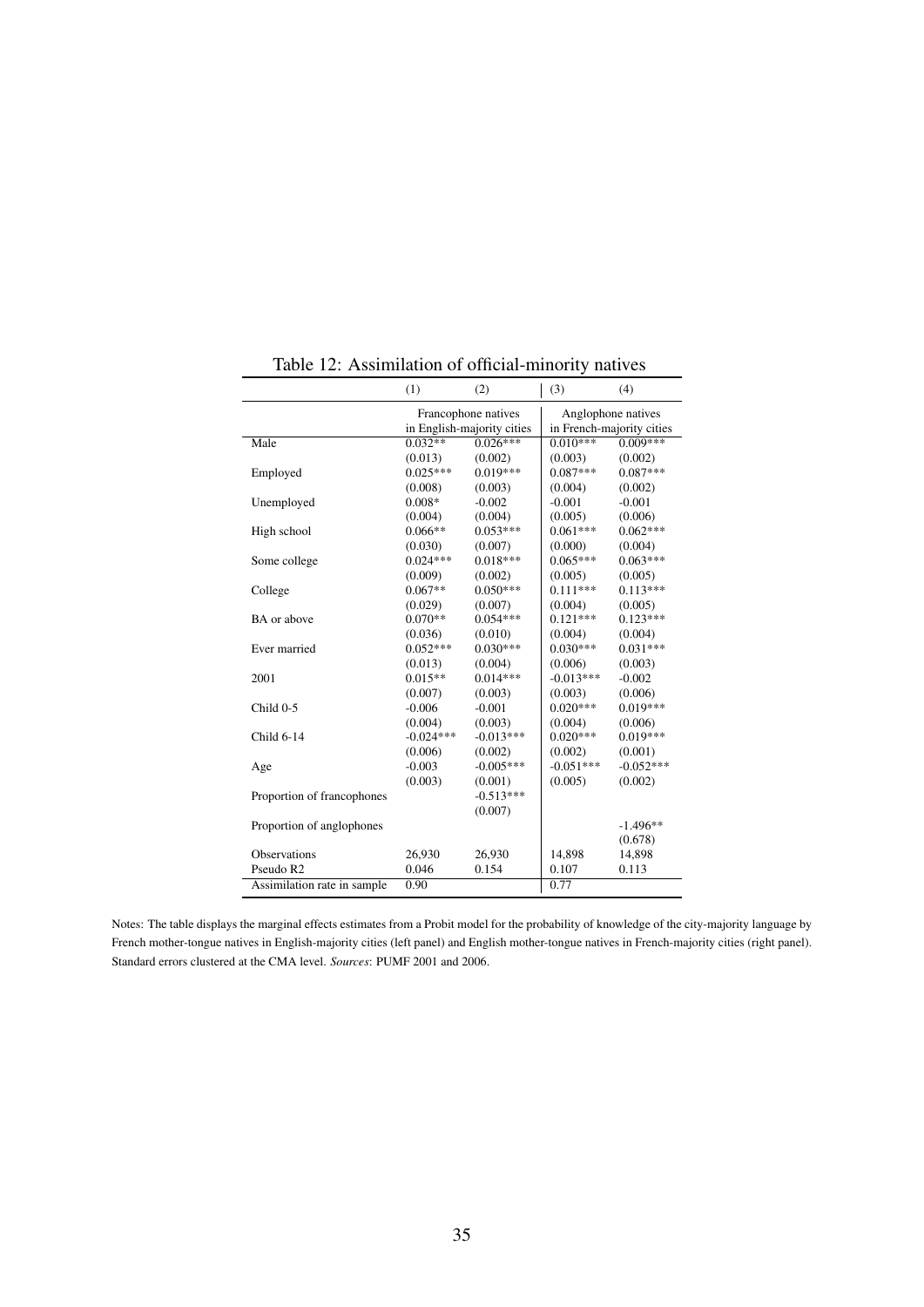Table 12: Assimilation of official-minority natives

| | (1) | (2) | (3) | (4) |
|---|---|---|---|---|
| | Francophone natives in English-majority cities | | Anglophone natives in French-majority cities | |
| Male | 0.032** | 0.026*** | 0.010*** | 0.009*** |
| | (0.013) | (0.002) | (0.003) | (0.002) |
| Employed | 0.025*** | 0.019*** | 0.087*** | 0.087*** |
| | (0.008) | (0.003) | (0.004) | (0.002) |
| Unemployed | 0.008* | -0.002 | -0.001 | -0.001 |
| | (0.004) | (0.004) | (0.005) | (0.006) |
| High school | 0.066** | 0.053*** | 0.061*** | 0.062*** |
| | (0.030) | (0.007) | (0.000) | (0.004) |
| Some college | 0.024*** | 0.018*** | 0.065*** | 0.063*** |
| | (0.009) | (0.002) | (0.005) | (0.005) |
| College | 0.067** | 0.050*** | 0.111*** | 0.113*** |
| | (0.029) | (0.007) | (0.004) | (0.005) |
| BA or above | 0.070** | 0.054*** | 0.121*** | 0.123*** |
| | (0.036) | (0.010) | (0.004) | (0.004) |
| Ever married | 0.052*** | 0.030*** | 0.030*** | 0.031*** |
| | (0.013) | (0.004) | (0.006) | (0.003) |
| 2001 | 0.015** | 0.014*** | -0.013*** | -0.002 |
| | (0.007) | (0.003) | (0.003) | (0.006) |
| Child 0-5 | -0.006 | -0.001 | 0.020*** | 0.019*** |
| | (0.004) | (0.003) | (0.004) | (0.006) |
| Child 6-14 | -0.024*** | -0.013*** | 0.020*** | 0.019*** |
| | (0.006) | (0.002) | (0.002) | (0.001) |
| Age | -0.003 | -0.005*** | -0.051*** | -0.052*** |
| | (0.003) | (0.001) | (0.005) | (0.002) |
| Proportion of francophones | | -0.513*** | | |
| | | (0.007) | | |
| Proportion of anglophones | | | | -1.496** |
| | | | | (0.678) |
| Observations | 26,930 | 26,930 | 14,898 | 14,898 |
| Pseudo R2 | 0.046 | 0.154 | 0.107 | 0.113 |
| Assimilation rate in sample | 0.90 | | 0.77 | |

Notes: The table displays the marginal effects estimates from a Probit model for the probability of knowledge of the city-majority language by French mother-tongue natives in English-majority cities (left panel) and English mother-tongue natives in French-majority cities (right panel). Standard errors clustered at the CMA level. *Sources*: PUMF 2001 and 2006.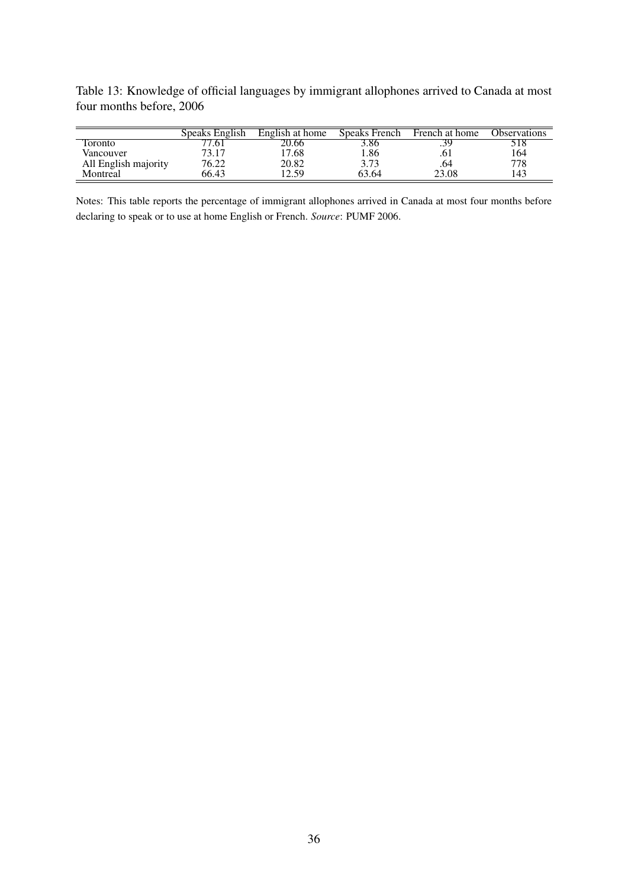Table 13: Knowledge of official languages by immigrant allophones arrived to Canada at most four months before, 2006

| | Speaks English | English at home | Speaks French | French at home | Observations |
|---|---|---|---|---|---|
| Toronto | 77.61 | 20.66 | 3.86 | .39 | 518 |
| Vancouver | 73.17 | 17.68 | 1.86 | .61 | 164 |
| All English majority | 76.22 | 20.82 | 3.73 | .64 | 778 |
| Montreal | 66.43 | 12.59 | 63.64 | 23.08 | 143 |

Notes: This table reports the percentage of immigrant allophones arrived in Canada at most four months before declaring to speak or to use at home English or French. *Source*: PUMF 2006.